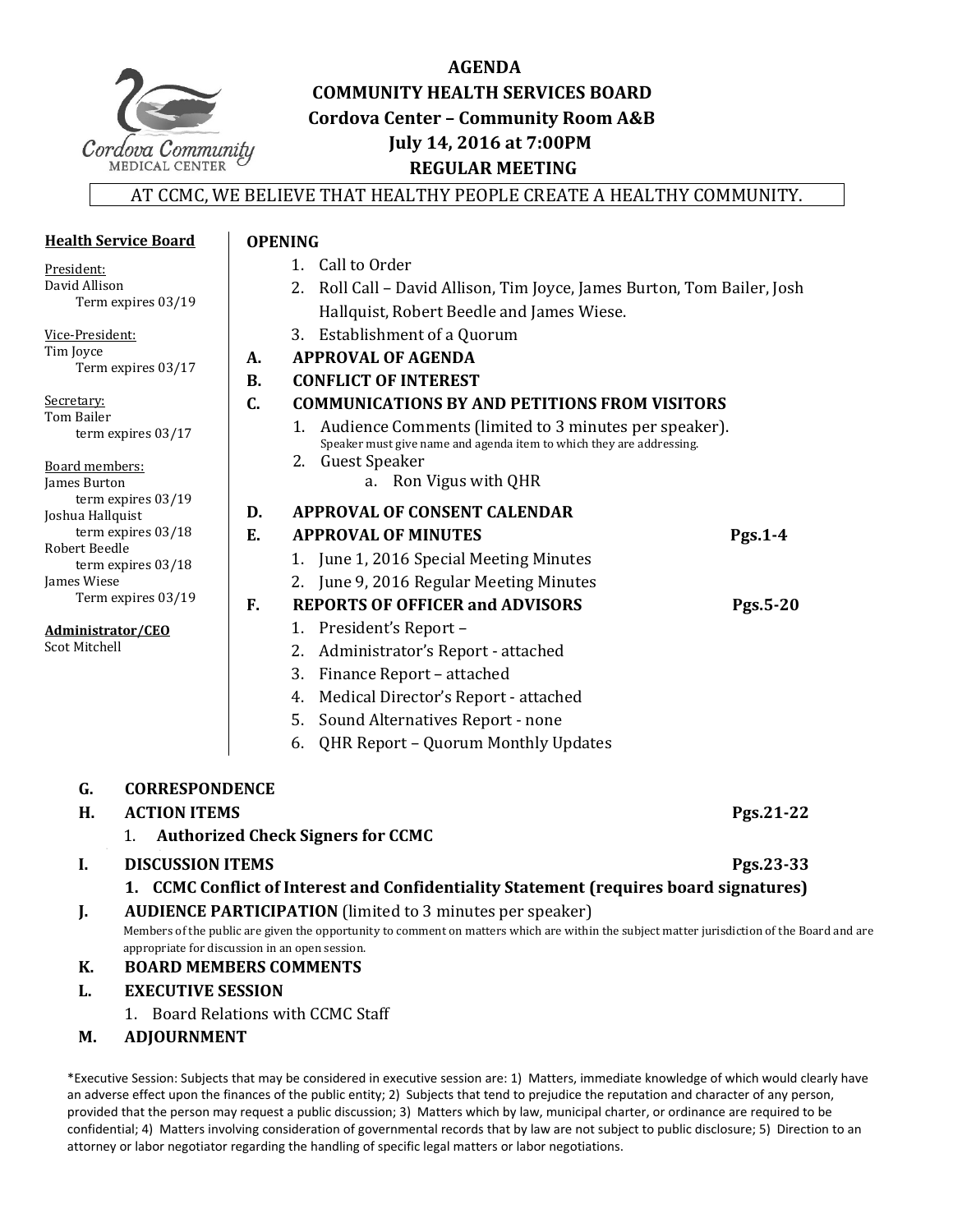Cordova Community
MEDICAL CENTER

# AGENDA
## COMMUNITY HEALTH SERVICES BOARD
## Cordova Center – Community Room A&B
## July 14, 2016 at 7:00PM
## REGULAR MEETING

AT CCMC, WE BELIEVE THAT HEALTHY PEOPLE CREATE A HEALTHY COMMUNITY.

**Health Service Board**

President:
David Allison
Term expires 03/19

Vice-President:
Tim Joyce
Term expires 03/17

Secretary:
Tom Bailer
term expires 03/17

Board members:
James Burton
term expires 03/19
Joshua Hallquist
term expires 03/18
Robert Beedle
term expires 03/18
James Wiese
Term expires 03/19

**Administrator/CEO**
Scot Mitchell

**OPENING**

1. Call to Order
2. Roll Call – David Allison, Tim Joyce, James Burton, Tom Bailer, Josh Hallquist, Robert Beedle and James Wiese.
3. Establishment of a Quorum

**A. APPROVAL OF AGENDA**

**B. CONFLICT OF INTEREST**

**C. COMMUNICATIONS BY AND PETITIONS FROM VISITORS**

1. Audience Comments (limited to 3 minutes per speaker).
   Speaker must give name and agenda item to which they are addressing.
2. Guest Speaker
   a. Ron Vigus with QHR

**D. APPROVAL OF CONSENT CALENDAR**

**E. APPROVAL OF MINUTES** — Pgs.1-4

1. June 1, 2016 Special Meeting Minutes
2. June 9, 2016 Regular Meeting Minutes

**F. REPORTS OF OFFICER and ADVISORS** — Pgs.5-20

1. President's Report –
2. Administrator's Report - attached
3. Finance Report – attached
4. Medical Director's Report - attached
5. Sound Alternatives Report - none
6. QHR Report – Quorum Monthly Updates

**G. CORRESPONDENCE**

**H. ACTION ITEMS** — Pgs.21-22

1. **Authorized Check Signers for CCMC**

**I. DISCUSSION ITEMS** — Pgs.23-33

1. **CCMC Conflict of Interest and Confidentiality Statement (requires board signatures)**

**J. AUDIENCE PARTICIPATION** (limited to 3 minutes per speaker)

Members of the public are given the opportunity to comment on matters which are within the subject matter jurisdiction of the Board and are appropriate for discussion in an open session.

**K. BOARD MEMBERS COMMENTS**

**L. EXECUTIVE SESSION**

1. Board Relations with CCMC Staff

**M. ADJOURNMENT**

*Executive Session: Subjects that may be considered in executive session are: 1) Matters, immediate knowledge of which would clearly have an adverse effect upon the finances of the public entity; 2) Subjects that tend to prejudice the reputation and character of any person, provided that the person may request a public discussion; 3) Matters which by law, municipal charter, or ordinance are required to be confidential; 4) Matters involving consideration of governmental records that by law are not subject to public disclosure; 5) Direction to an attorney or labor negotiator regarding the handling of specific legal matters or labor negotiations.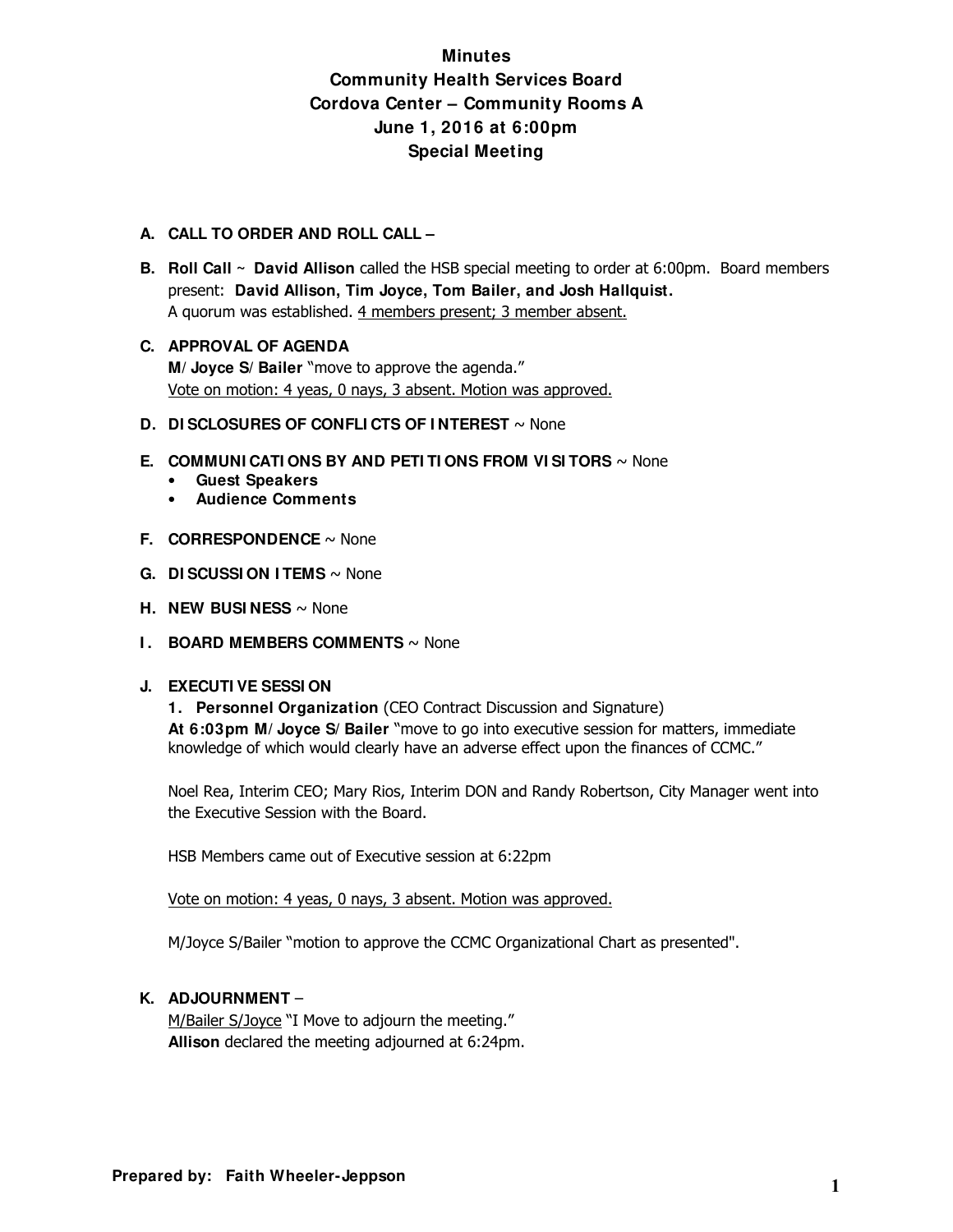# Minutes
## Community Health Services Board
## Cordova Center – Community Rooms A
## June 1, 2016 at 6:00pm
## Special Meeting

**A. CALL TO ORDER AND ROLL CALL –**

**B. Roll Call** ~ **David Allison** called the HSB special meeting to order at 6:00pm. Board members present: **David Allison, Tim Joyce, Tom Bailer, and Josh Hallquist.**
A quorum was established. 4 members present; 3 member absent.

**C. APPROVAL OF AGENDA**
**M/ Joyce S/ Bailer** "move to approve the agenda."
Vote on motion: 4 yeas, 0 nays, 3 absent. Motion was approved.

**D. DISCLOSURES OF CONFLICTS OF INTEREST** ~ None

**E. COMMUNICATIONS BY AND PETITIONS FROM VISITORS** ~ None
- **Guest Speakers**
- **Audience Comments**

**F. CORRESPONDENCE** ~ None

**G. DISCUSSION ITEMS** ~ None

**H. NEW BUSINESS** ~ None

**I. BOARD MEMBERS COMMENTS** ~ None

**J. EXECUTIVE SESSION**
**1. Personnel Organization** (CEO Contract Discussion and Signature)
**At 6:03pm M/ Joyce S/ Bailer** "move to go into executive session for matters, immediate knowledge of which would clearly have an adverse effect upon the finances of CCMC."

Noel Rea, Interim CEO; Mary Rios, Interim DON and Randy Robertson, City Manager went into the Executive Session with the Board.

HSB Members came out of Executive session at 6:22pm

Vote on motion: 4 yeas, 0 nays, 3 absent. Motion was approved.

M/Joyce S/Bailer "motion to approve the CCMC Organizational Chart as presented".

**K. ADJOURNMENT** –
M/Bailer S/Joyce "I Move to adjourn the meeting."
**Allison** declared the meeting adjourned at 6:24pm.

**Prepared by: Faith Wheeler-Jeppson**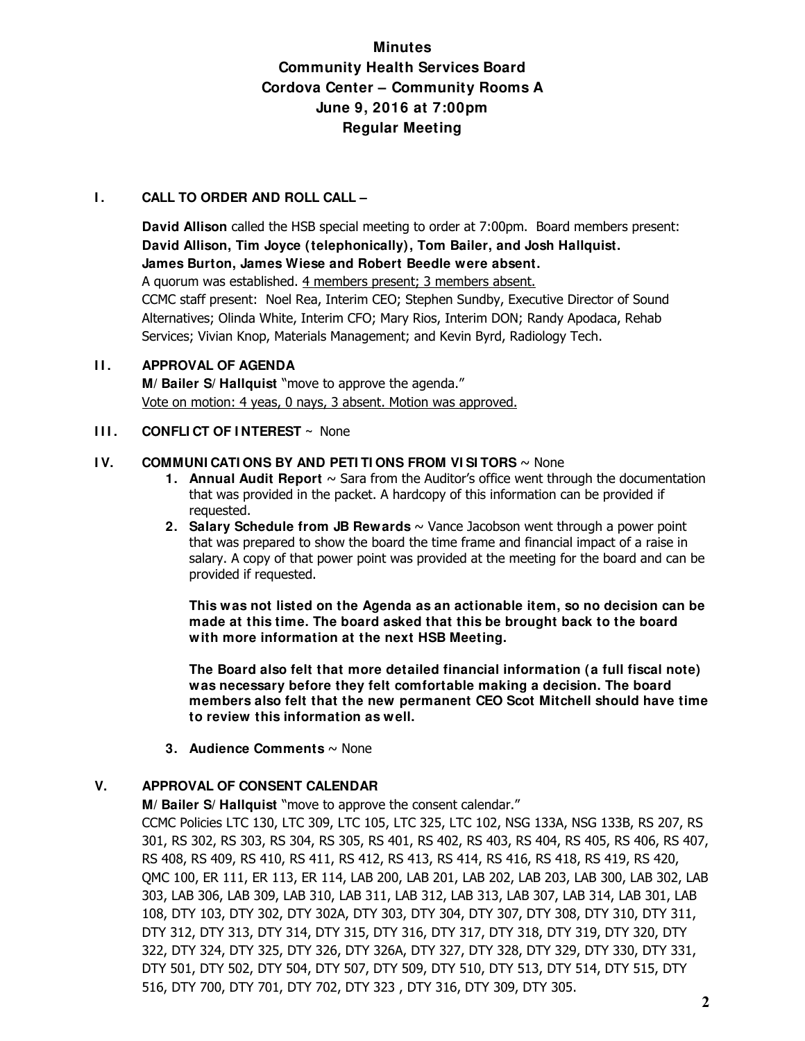# Minutes
# Community Health Services Board
# Cordova Center – Community Rooms A
# June 9, 2016 at 7:00pm
# Regular Meeting

## I. CALL TO ORDER AND ROLL CALL –

**David Allison** called the HSB special meeting to order at 7:00pm. Board members present: **David Allison, Tim Joyce (telephonically), Tom Bailer, and Josh Hallquist. James Burton, James Wiese and Robert Beedle were absent.**
A quorum was established. 4 members present; 3 members absent.
CCMC staff present: Noel Rea, Interim CEO; Stephen Sundby, Executive Director of Sound Alternatives; Olinda White, Interim CFO; Mary Rios, Interim DON; Randy Apodaca, Rehab Services; Vivian Knop, Materials Management; and Kevin Byrd, Radiology Tech.

## II. APPROVAL OF AGENDA

**M/ Bailer S/ Hallquist** "move to approve the agenda."
Vote on motion: 4 yeas, 0 nays, 3 absent. Motion was approved.

## III. CONFLICT OF INTEREST ~ None

## IV. COMMUNICATIONS BY AND PETITIONS FROM VISITORS ~ None

1. **Annual Audit Report** ~ Sara from the Auditor's office went through the documentation that was provided in the packet. A hardcopy of this information can be provided if requested.
2. **Salary Schedule from JB Rewards** ~ Vance Jacobson went through a power point that was prepared to show the board the time frame and financial impact of a raise in salary. A copy of that power point was provided at the meeting for the board and can be provided if requested.

   **This was not listed on the Agenda as an actionable item, so no decision can be made at this time. The board asked that this be brought back to the board with more information at the next HSB Meeting.**

   **The Board also felt that more detailed financial information (a full fiscal note) was necessary before they felt comfortable making a decision. The board members also felt that the new permanent CEO Scot Mitchell should have time to review this information as well.**

3. **Audience Comments** ~ None

## V. APPROVAL OF CONSENT CALENDAR

**M/ Bailer S/ Hallquist** "move to approve the consent calendar."
CCMC Policies LTC 130, LTC 309, LTC 105, LTC 325, LTC 102, NSG 133A, NSG 133B, RS 207, RS 301, RS 302, RS 303, RS 304, RS 305, RS 401, RS 402, RS 403, RS 404, RS 405, RS 406, RS 407, RS 408, RS 409, RS 410, RS 411, RS 412, RS 413, RS 414, RS 416, RS 418, RS 419, RS 420, QMC 100, ER 111, ER 113, ER 114, LAB 200, LAB 201, LAB 202, LAB 203, LAB 300, LAB 302, LAB 303, LAB 306, LAB 309, LAB 310, LAB 311, LAB 312, LAB 313, LAB 307, LAB 314, LAB 301, LAB 108, DTY 103, DTY 302, DTY 302A, DTY 303, DTY 304, DTY 307, DTY 308, DTY 310, DTY 311, DTY 312, DTY 313, DTY 314, DTY 315, DTY 316, DTY 317, DTY 318, DTY 319, DTY 320, DTY 322, DTY 324, DTY 325, DTY 326, DTY 326A, DTY 327, DTY 328, DTY 329, DTY 330, DTY 331, DTY 501, DTY 502, DTY 504, DTY 507, DTY 509, DTY 510, DTY 513, DTY 514, DTY 515, DTY 516, DTY 700, DTY 701, DTY 702, DTY 323 , DTY 316, DTY 309, DTY 305.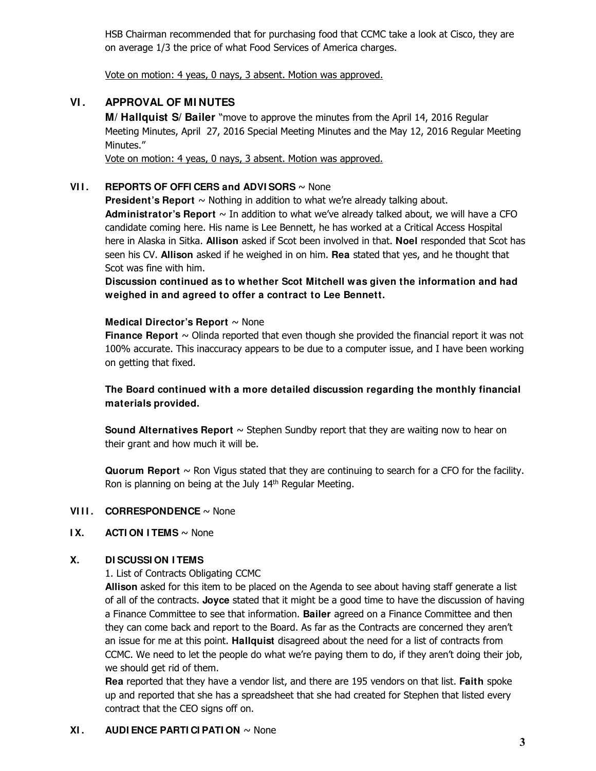HSB Chairman recommended that for purchasing food that CCMC take a look at Cisco, they are on average 1/3 the price of what Food Services of America charges.

Vote on motion: 4 yeas, 0 nays, 3 absent. Motion was approved.

## VI. APPROVAL OF MINUTES

**M/ Hallquist S/ Bailer** "move to approve the minutes from the April 14, 2016 Regular Meeting Minutes, April 27, 2016 Special Meeting Minutes and the May 12, 2016 Regular Meeting Minutes."

Vote on motion: 4 yeas, 0 nays, 3 absent. Motion was approved.

## VII. REPORTS OF OFFICERS and ADVISORS ~ None

**President's Report** ~ Nothing in addition to what we're already talking about.

**Administrator's Report** ~ In addition to what we've already talked about, we will have a CFO candidate coming here. His name is Lee Bennett, he has worked at a Critical Access Hospital here in Alaska in Sitka. **Allison** asked if Scot been involved in that. **Noel** responded that Scot has seen his CV. **Allison** asked if he weighed in on him. **Rea** stated that yes, and he thought that Scot was fine with him.

**Discussion continued as to whether Scot Mitchell was given the information and had weighed in and agreed to offer a contract to Lee Bennett.**

**Medical Director's Report** ~ None

**Finance Report** ~ Olinda reported that even though she provided the financial report it was not 100% accurate. This inaccuracy appears to be due to a computer issue, and I have been working on getting that fixed.

**The Board continued with a more detailed discussion regarding the monthly financial materials provided.**

**Sound Alternatives Report** ~ Stephen Sundby report that they are waiting now to hear on their grant and how much it will be.

**Quorum Report** ~ Ron Vigus stated that they are continuing to search for a CFO for the facility. Ron is planning on being at the July 14th Regular Meeting.

## VIII. CORRESPONDENCE ~ None

## IX. ACTION ITEMS ~ None

## X. DISCUSSION ITEMS

1. List of Contracts Obligating CCMC

**Allison** asked for this item to be placed on the Agenda to see about having staff generate a list of all of the contracts. **Joyce** stated that it might be a good time to have the discussion of having a Finance Committee to see that information. **Bailer** agreed on a Finance Committee and then they can come back and report to the Board. As far as the Contracts are concerned they aren't an issue for me at this point. **Hallquist** disagreed about the need for a list of contracts from CCMC. We need to let the people do what we're paying them to do, if they aren't doing their job, we should get rid of them.

**Rea** reported that they have a vendor list, and there are 195 vendors on that list. **Faith** spoke up and reported that she has a spreadsheet that she had created for Stephen that listed every contract that the CEO signs off on.

## XI. AUDIENCE PARTICIPATION ~ None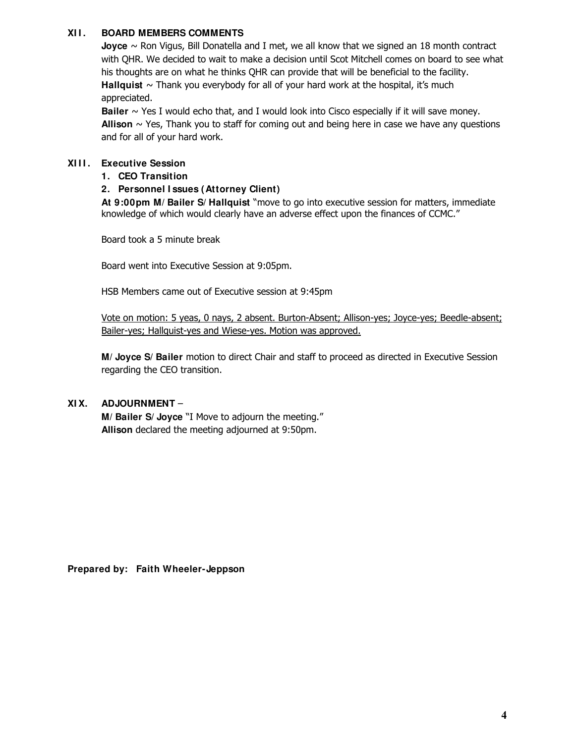## XII. BOARD MEMBERS COMMENTS

**Joyce** ~ Ron Vigus, Bill Donatella and I met, we all know that we signed an 18 month contract with QHR. We decided to wait to make a decision until Scot Mitchell comes on board to see what his thoughts are on what he thinks QHR can provide that will be beneficial to the facility.
**Hallquist** ~ Thank you everybody for all of your hard work at the hospital, it's much appreciated.
**Bailer** ~ Yes I would echo that, and I would look into Cisco especially if it will save money.
**Allison** ~ Yes, Thank you to staff for coming out and being here in case we have any questions and for all of your hard work.

## XIII. Executive Session

1. **CEO Transition**
2. **Personnel Issues (Attorney Client)**

**At 9:00pm M/ Bailer S/ Hallquist** "move to go into executive session for matters, immediate knowledge of which would clearly have an adverse effect upon the finances of CCMC."

Board took a 5 minute break

Board went into Executive Session at 9:05pm.

HSB Members came out of Executive session at 9:45pm

<u>Vote on motion: 5 yeas, 0 nays, 2 absent. Burton-Absent; Allison-yes; Joyce-yes; Beedle-absent; Bailer-yes; Hallquist-yes and Wiese-yes. Motion was approved.</u>

**M/ Joyce S/ Bailer** motion to direct Chair and staff to proceed as directed in Executive Session regarding the CEO transition.

## XIX. ADJOURNMENT –

**M/ Bailer S/ Joyce** "I Move to adjourn the meeting."
**Allison** declared the meeting adjourned at 9:50pm.

**Prepared by: Faith Wheeler-Jeppson**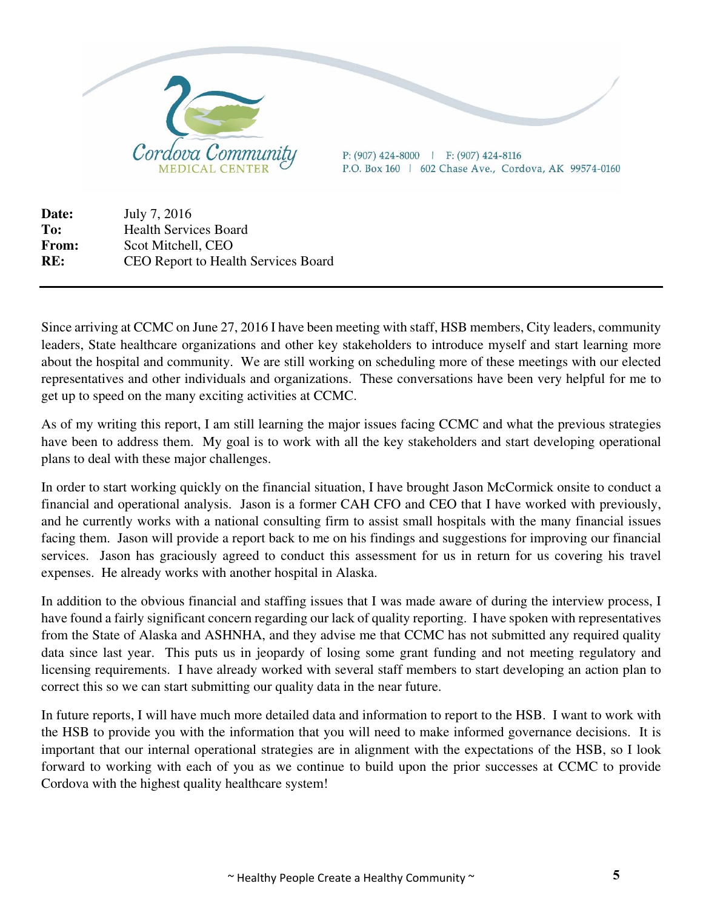Cordova Community MEDICAL CENTER

P: (907) 424-8000 | F: (907) 424-8116
P.O. Box 160 | 602 Chase Ave., Cordova, AK 99574-0160

**Date:** July 7, 2016
**To:** Health Services Board
**From:** Scot Mitchell, CEO
**RE:** CEO Report to Health Services Board

---

Since arriving at CCMC on June 27, 2016 I have been meeting with staff, HSB members, City leaders, community leaders, State healthcare organizations and other key stakeholders to introduce myself and start learning more about the hospital and community. We are still working on scheduling more of these meetings with our elected representatives and other individuals and organizations. These conversations have been very helpful for me to get up to speed on the many exciting activities at CCMC.

As of my writing this report, I am still learning the major issues facing CCMC and what the previous strategies have been to address them. My goal is to work with all the key stakeholders and start developing operational plans to deal with these major challenges.

In order to start working quickly on the financial situation, I have brought Jason McCormick onsite to conduct a financial and operational analysis. Jason is a former CAH CFO and CEO that I have worked with previously, and he currently works with a national consulting firm to assist small hospitals with the many financial issues facing them. Jason will provide a report back to me on his findings and suggestions for improving our financial services. Jason has graciously agreed to conduct this assessment for us in return for us covering his travel expenses. He already works with another hospital in Alaska.

In addition to the obvious financial and staffing issues that I was made aware of during the interview process, I have found a fairly significant concern regarding our lack of quality reporting. I have spoken with representatives from the State of Alaska and ASHNHA, and they advise me that CCMC has not submitted any required quality data since last year. This puts us in jeopardy of losing some grant funding and not meeting regulatory and licensing requirements. I have already worked with several staff members to start developing an action plan to correct this so we can start submitting our quality data in the near future.

In future reports, I will have much more detailed data and information to report to the HSB. I want to work with the HSB to provide you with the information that you will need to make informed governance decisions. It is important that our internal operational strategies are in alignment with the expectations of the HSB, so I look forward to working with each of you as we continue to build upon the prior successes at CCMC to provide Cordova with the highest quality healthcare system!

~ Healthy People Create a Healthy Community ~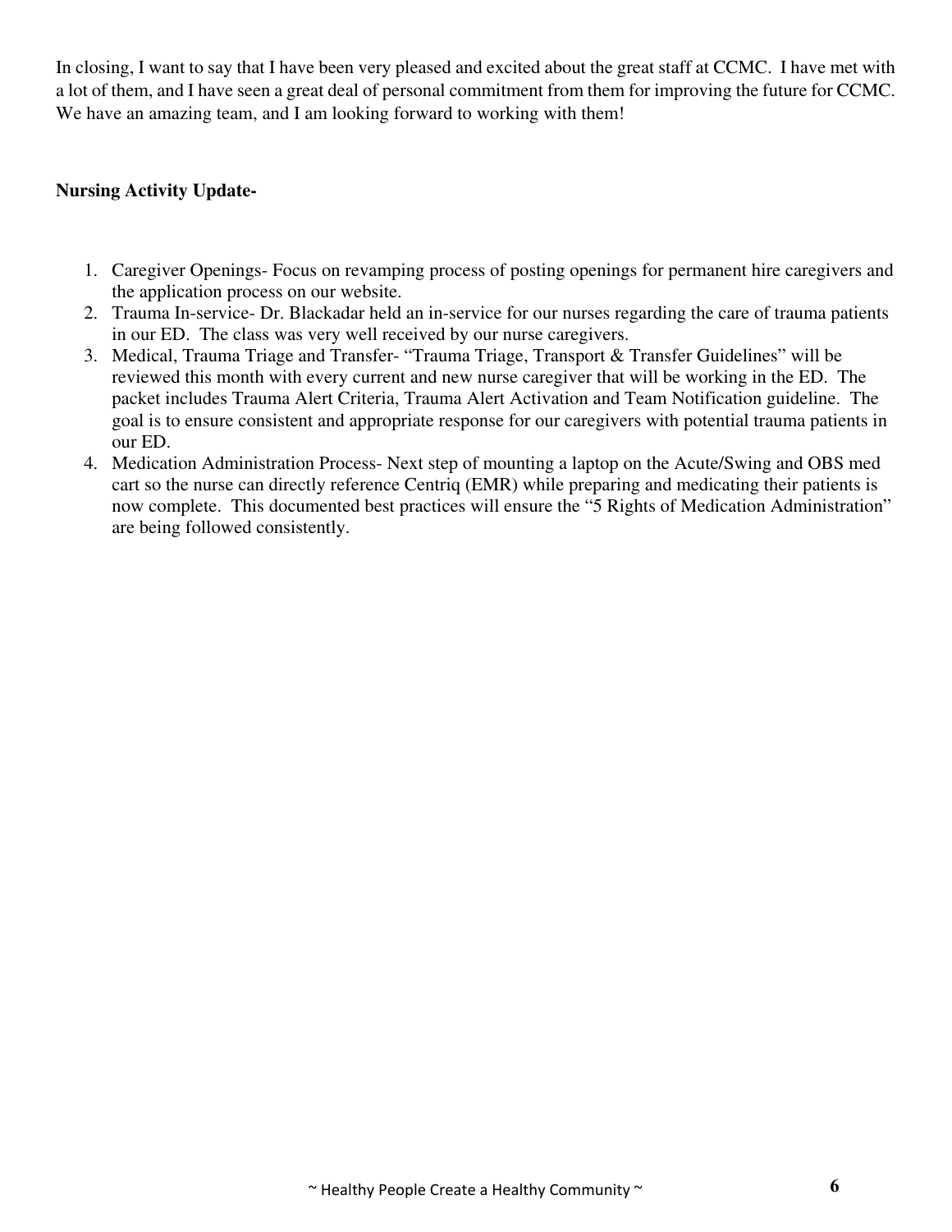In closing, I want to say that I have been very pleased and excited about the great staff at CCMC. I have met with a lot of them, and I have seen a great deal of personal commitment from them for improving the future for CCMC. We have an amazing team, and I am looking forward to working with them!

**Nursing Activity Update-**

1. Caregiver Openings- Focus on revamping process of posting openings for permanent hire caregivers and the application process on our website.
2. Trauma In-service- Dr. Blackadar held an in-service for our nurses regarding the care of trauma patients in our ED. The class was very well received by our nurse caregivers.
3. Medical, Trauma Triage and Transfer- "Trauma Triage, Transport & Transfer Guidelines" will be reviewed this month with every current and new nurse caregiver that will be working in the ED. The packet includes Trauma Alert Criteria, Trauma Alert Activation and Team Notification guideline. The goal is to ensure consistent and appropriate response for our caregivers with potential trauma patients in our ED.
4. Medication Administration Process- Next step of mounting a laptop on the Acute/Swing and OBS med cart so the nurse can directly reference Centriq (EMR) while preparing and medicating their patients is now complete. This documented best practices will ensure the "5 Rights of Medication Administration" are being followed consistently.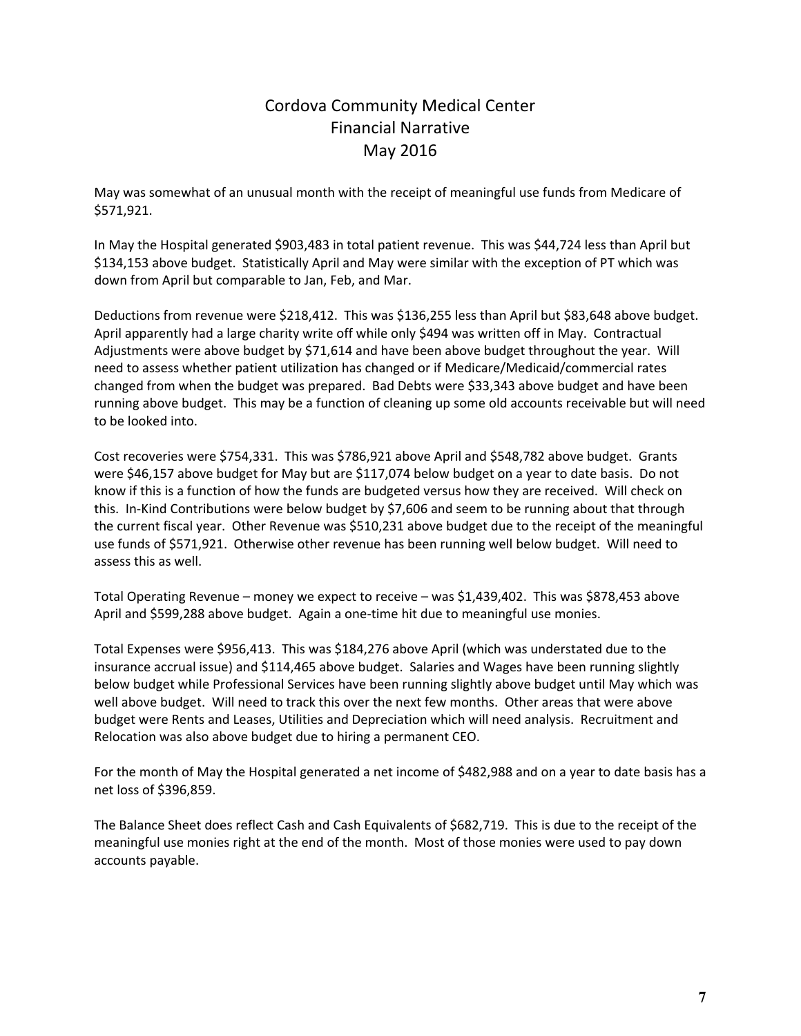# Cordova Community Medical Center
## Financial Narrative
## May 2016

May was somewhat of an unusual month with the receipt of meaningful use funds from Medicare of $571,921.

In May the Hospital generated $903,483 in total patient revenue. This was $44,724 less than April but $134,153 above budget. Statistically April and May were similar with the exception of PT which was down from April but comparable to Jan, Feb, and Mar.

Deductions from revenue were $218,412. This was $136,255 less than April but $83,648 above budget. April apparently had a large charity write off while only $494 was written off in May. Contractual Adjustments were above budget by $71,614 and have been above budget throughout the year. Will need to assess whether patient utilization has changed or if Medicare/Medicaid/commercial rates changed from when the budget was prepared. Bad Debts were $33,343 above budget and have been running above budget. This may be a function of cleaning up some old accounts receivable but will need to be looked into.

Cost recoveries were $754,331. This was $786,921 above April and $548,782 above budget. Grants were $46,157 above budget for May but are $117,074 below budget on a year to date basis. Do not know if this is a function of how the funds are budgeted versus how they are received. Will check on this. In-Kind Contributions were below budget by $7,606 and seem to be running about that through the current fiscal year. Other Revenue was $510,231 above budget due to the receipt of the meaningful use funds of $571,921. Otherwise other revenue has been running well below budget. Will need to assess this as well.

Total Operating Revenue – money we expect to receive – was $1,439,402. This was $878,453 above April and $599,288 above budget. Again a one-time hit due to meaningful use monies.

Total Expenses were $956,413. This was $184,276 above April (which was understated due to the insurance accrual issue) and $114,465 above budget. Salaries and Wages have been running slightly below budget while Professional Services have been running slightly above budget until May which was well above budget. Will need to track this over the next few months. Other areas that were above budget were Rents and Leases, Utilities and Depreciation which will need analysis. Recruitment and Relocation was also above budget due to hiring a permanent CEO.

For the month of May the Hospital generated a net income of $482,988 and on a year to date basis has a net loss of $396,859.

The Balance Sheet does reflect Cash and Cash Equivalents of $682,719. This is due to the receipt of the meaningful use monies right at the end of the month. Most of those monies were used to pay down accounts payable.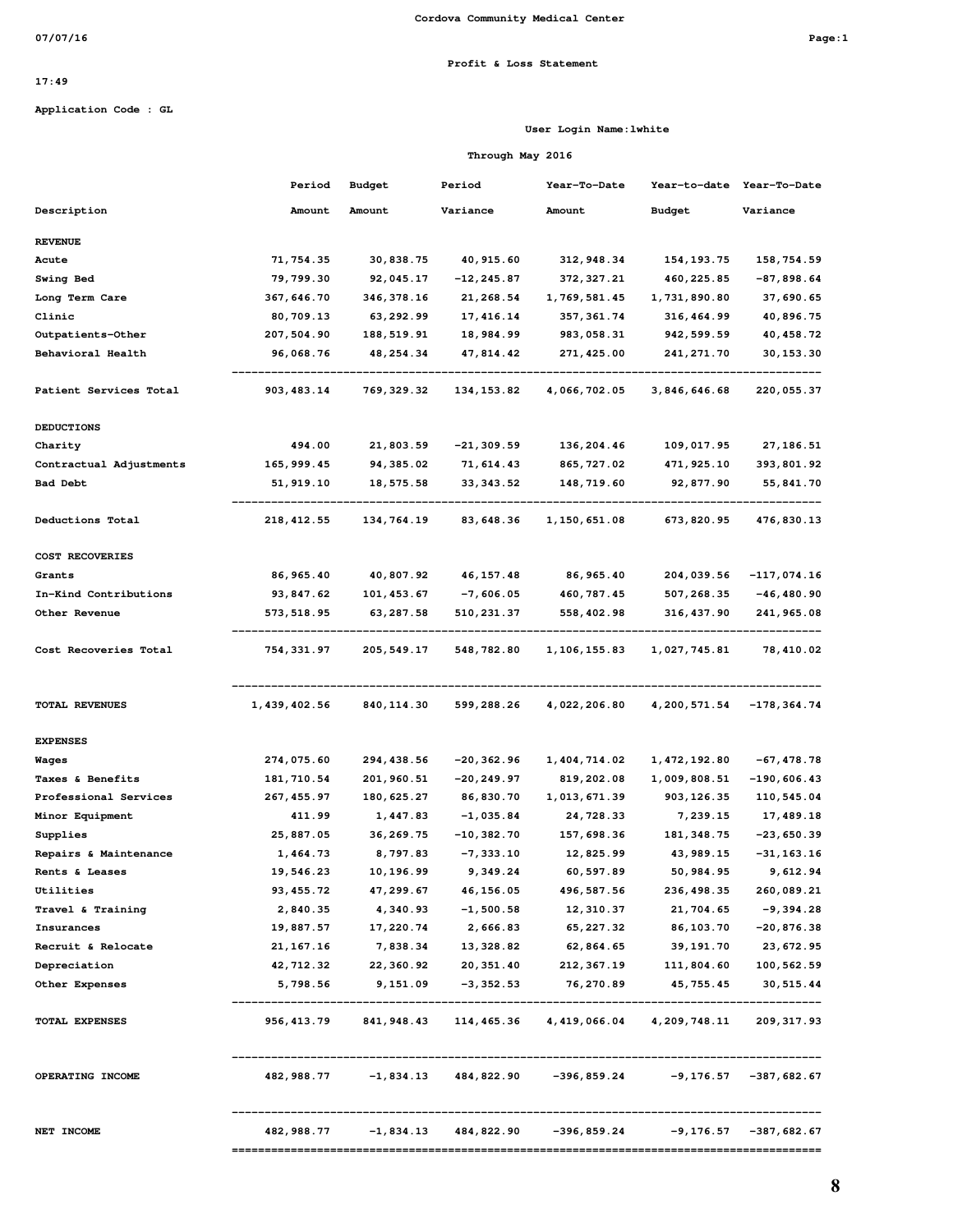Cordova Community Medical Center

07/07/16

Profit & Loss Statement

17:49

Application Code : GL

User Login Name:lwhite

Through May 2016

| Description | Period Amount | Budget Amount | Period Variance | Year-To-Date Amount | Year-to-date Budget | Year-To-Date Variance |
|---|---|---|---|---|---|---|
| **REVENUE** | | | | | | |
| Acute | 71,754.35 | 30,838.75 | 40,915.60 | 312,948.34 | 154,193.75 | 158,754.59 |
| Swing Bed | 79,799.30 | 92,045.17 | -12,245.87 | 372,327.21 | 460,225.85 | -87,898.64 |
| Long Term Care | 367,646.70 | 346,378.16 | 21,268.54 | 1,769,581.45 | 1,731,890.80 | 37,690.65 |
| Clinic | 80,709.13 | 63,292.99 | 17,416.14 | 357,361.74 | 316,464.99 | 40,896.75 |
| Outpatients-Other | 207,504.90 | 188,519.91 | 18,984.99 | 983,058.31 | 942,599.59 | 40,458.72 |
| Behavioral Health | 96,068.76 | 48,254.34 | 47,814.42 | 271,425.00 | 241,271.70 | 30,153.30 |
| Patient Services Total | 903,483.14 | 769,329.32 | 134,153.82 | 4,066,702.05 | 3,846,646.68 | 220,055.37 |
| **DEDUCTIONS** | | | | | | |
| Charity | 494.00 | 21,803.59 | -21,309.59 | 136,204.46 | 109,017.95 | 27,186.51 |
| Contractual Adjustments | 165,999.45 | 94,385.02 | 71,614.43 | 865,727.02 | 471,925.10 | 393,801.92 |
| Bad Debt | 51,919.10 | 18,575.58 | 33,343.52 | 148,719.60 | 92,877.90 | 55,841.70 |
| Deductions Total | 218,412.55 | 134,764.19 | 83,648.36 | 1,150,651.08 | 673,820.95 | 476,830.13 |
| **COST RECOVERIES** | | | | | | |
| Grants | 86,965.40 | 40,807.92 | 46,157.48 | 86,965.40 | 204,039.56 | -117,074.16 |
| In-Kind Contributions | 93,847.62 | 101,453.67 | -7,606.05 | 460,787.45 | 507,268.35 | -46,480.90 |
| Other Revenue | 573,518.95 | 63,287.58 | 510,231.37 | 558,402.98 | 316,437.90 | 241,965.08 |
| Cost Recoveries Total | 754,331.97 | 205,549.17 | 548,782.80 | 1,106,155.83 | 1,027,745.81 | 78,410.02 |
| **TOTAL REVENUES** | 1,439,402.56 | 840,114.30 | 599,288.26 | 4,022,206.80 | 4,200,571.54 | -178,364.74 |
| **EXPENSES** | | | | | | |
| Wages | 274,075.60 | 294,438.56 | -20,362.96 | 1,404,714.02 | 1,472,192.80 | -67,478.78 |
| Taxes & Benefits | 181,710.54 | 201,960.51 | -20,249.97 | 819,202.08 | 1,009,808.51 | -190,606.43 |
| Professional Services | 267,455.97 | 180,625.27 | 86,830.70 | 1,013,671.39 | 903,126.35 | 110,545.04 |
| Minor Equipment | 411.99 | 1,447.83 | -1,035.84 | 24,728.33 | 7,239.15 | 17,489.18 |
| Supplies | 25,887.05 | 36,269.75 | -10,382.70 | 157,698.36 | 181,348.75 | -23,650.39 |
| Repairs & Maintenance | 1,464.73 | 8,797.83 | -7,333.10 | 12,825.99 | 43,989.15 | -31,163.16 |
| Rents & Leases | 19,546.23 | 10,196.99 | 9,349.24 | 60,597.89 | 50,984.95 | 9,612.94 |
| Utilities | 93,455.72 | 47,299.67 | 46,156.05 | 496,587.56 | 236,498.35 | 260,089.21 |
| Travel & Training | 2,840.35 | 4,340.93 | -1,500.58 | 12,310.37 | 21,704.65 | -9,394.28 |
| Insurances | 19,887.57 | 17,220.74 | 2,666.83 | 65,227.32 | 86,103.70 | -20,876.38 |
| Recruit & Relocate | 21,167.16 | 7,838.34 | 13,328.82 | 62,864.65 | 39,191.70 | 23,672.95 |
| Depreciation | 42,712.32 | 22,360.92 | 20,351.40 | 212,367.19 | 111,804.60 | 100,562.59 |
| Other Expenses | 5,798.56 | 9,151.09 | -3,352.53 | 76,270.89 | 45,755.45 | 30,515.44 |
| **TOTAL EXPENSES** | 956,413.79 | 841,948.43 | 114,465.36 | 4,419,066.04 | 4,209,748.11 | 209,317.93 |
| **OPERATING INCOME** | 482,988.77 | -1,834.13 | 484,822.90 | -396,859.24 | -9,176.57 | -387,682.67 |
| **NET INCOME** | 482,988.77 | -1,834.13 | 484,822.90 | -396,859.24 | -9,176.57 | -387,682.67 |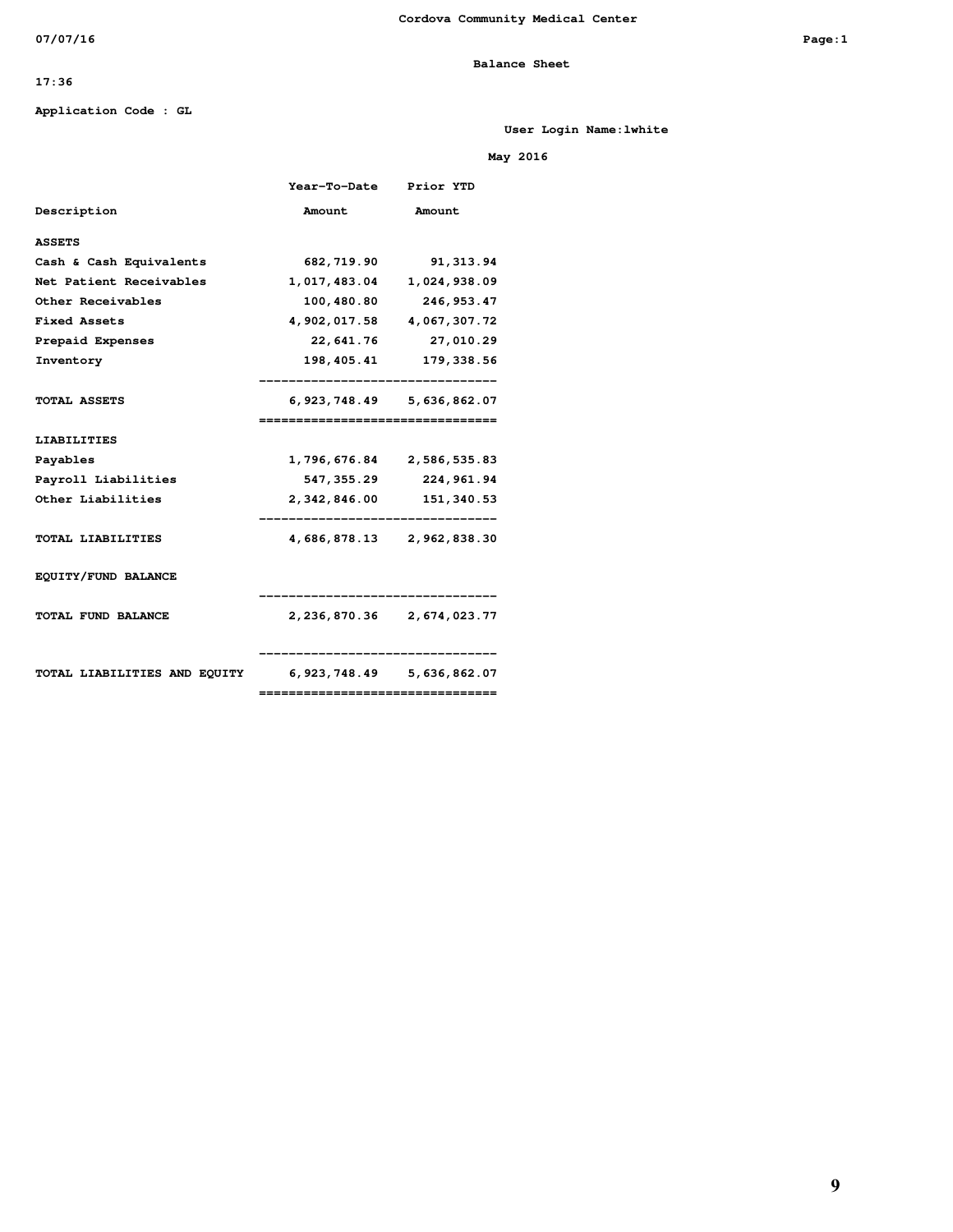Cordova Community Medical Center

07/07/16

## Balance Sheet

17:36

Application Code : GL

User Login Name:lwhite

May 2016

| Description | Year-To-Date Amount | Prior YTD Amount |
|---|---|---|
| **ASSETS** | | |
| Cash & Cash Equivalents | 682,719.90 | 91,313.94 |
| Net Patient Receivables | 1,017,483.04 | 1,024,938.09 |
| Other Receivables | 100,480.80 | 246,953.47 |
| Fixed Assets | 4,902,017.58 | 4,067,307.72 |
| Prepaid Expenses | 22,641.76 | 27,010.29 |
| Inventory | 198,405.41 | 179,338.56 |
| **TOTAL ASSETS** | 6,923,748.49 | 5,636,862.07 |
| **LIABILITIES** | | |
| Payables | 1,796,676.84 | 2,586,535.83 |
| Payroll Liabilities | 547,355.29 | 224,961.94 |
| Other Liabilities | 2,342,846.00 | 151,340.53 |
| **TOTAL LIABILITIES** | 4,686,878.13 | 2,962,838.30 |
| **EQUITY/FUND BALANCE** | | |
| **TOTAL FUND BALANCE** | 2,236,870.36 | 2,674,023.77 |
| **TOTAL LIABILITIES AND EQUITY** | 6,923,748.49 | 5,636,862.07 |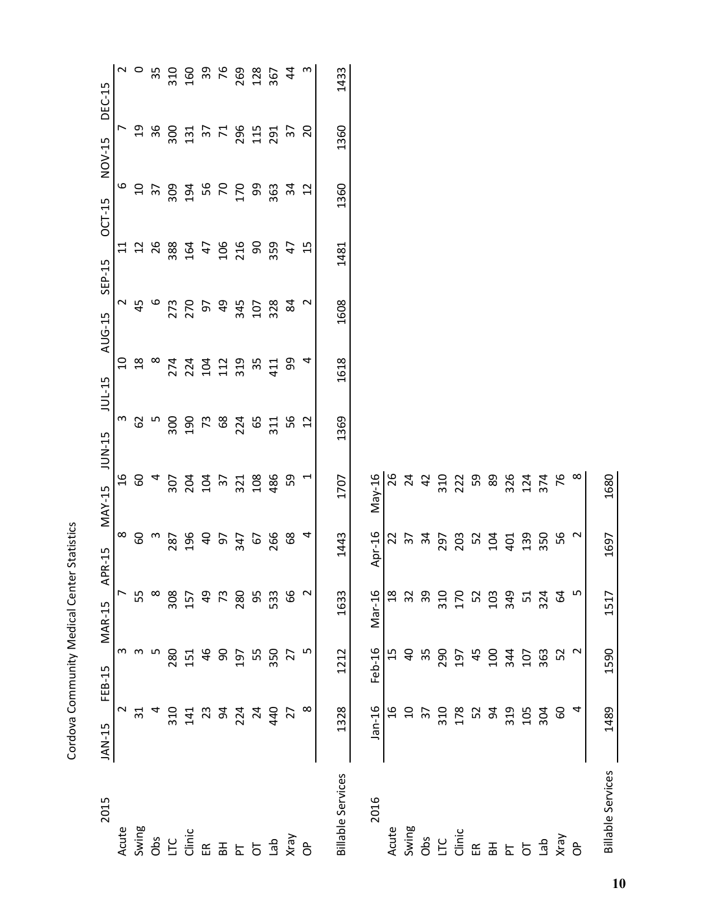# Cordova Community Medical Center Statistics

| 2015 | JAN-15 | FEB-15 | MAR-15 | APR-15 | MAY-15 | JUN-15 | JUL-15 | AUG-15 | SEP-15 | OCT-15 | NOV-15 | DEC-15 |
|---|---|---|---|---|---|---|---|---|---|---|---|---|
| Acute | 2 | 3 | 7 | 8 | 16 | 3 | 10 | 2 | 11 | 6 | 7 | 2 |
| Swing | 31 | 3 | 55 | 60 | 60 | 62 | 18 | 45 | 12 | 10 | 19 | 0 |
| Obs | 4 | 5 | 8 | 3 | 4 | 5 | 8 | 6 | 26 | 37 | 36 | 35 |
| LTC | 310 | 280 | 308 | 287 | 307 | 300 | 274 | 273 | 388 | 309 | 300 | 310 |
| Clinic | 141 | 151 | 157 | 196 | 204 | 190 | 224 | 270 | 164 | 194 | 131 | 160 |
| ER | 23 | 46 | 49 | 40 | 104 | 73 | 104 | 97 | 47 | 56 | 37 | 39 |
| BH | 94 | 90 | 73 | 97 | 37 | 68 | 112 | 49 | 106 | 70 | 71 | 76 |
| PT | 224 | 197 | 280 | 347 | 321 | 224 | 319 | 345 | 216 | 170 | 296 | 269 |
| OT | 24 | 55 | 95 | 67 | 108 | 65 | 35 | 107 | 90 | 99 | 115 | 128 |
| Lab | 440 | 350 | 533 | 266 | 486 | 311 | 411 | 328 | 359 | 363 | 291 | 367 |
| Xray | 27 | 27 | 66 | 68 | 59 | 56 | 99 | 84 | 47 | 34 | 37 | 44 |
| OP | 8 | 5 | 2 | 4 | 1 | 12 | 4 | 2 | 15 | 12 | 20 | 3 |
| Billable Services | 1328 | 1212 | 1633 | 1443 | 1707 | 1369 | 1618 | 1608 | 1481 | 1360 | 1360 | 1433 |

| 2016 | Jan-16 | Feb-16 | Mar-16 | Apr-16 | May-16 |
|---|---|---|---|---|---|
| Acute | 16 | 15 | 18 | 22 | 26 |
| Swing | 10 | 40 | 32 | 37 | 24 |
| Obs | 37 | 35 | 39 | 34 | 42 |
| LTC | 310 | 290 | 310 | 297 | 310 |
| Clinic | 178 | 197 | 170 | 203 | 222 |
| ER | 52 | 45 | 52 | 52 | 59 |
| BH | 94 | 100 | 103 | 104 | 89 |
| PT | 319 | 344 | 349 | 401 | 326 |
| OT | 105 | 107 | 51 | 139 | 124 |
| Lab | 304 | 363 | 324 | 350 | 374 |
| Xray | 60 | 52 | 64 | 56 | 76 |
| OP | 4 | 2 | 5 | 2 | 8 |
| Billable Services | 1489 | 1590 | 1517 | 1697 | 1680 |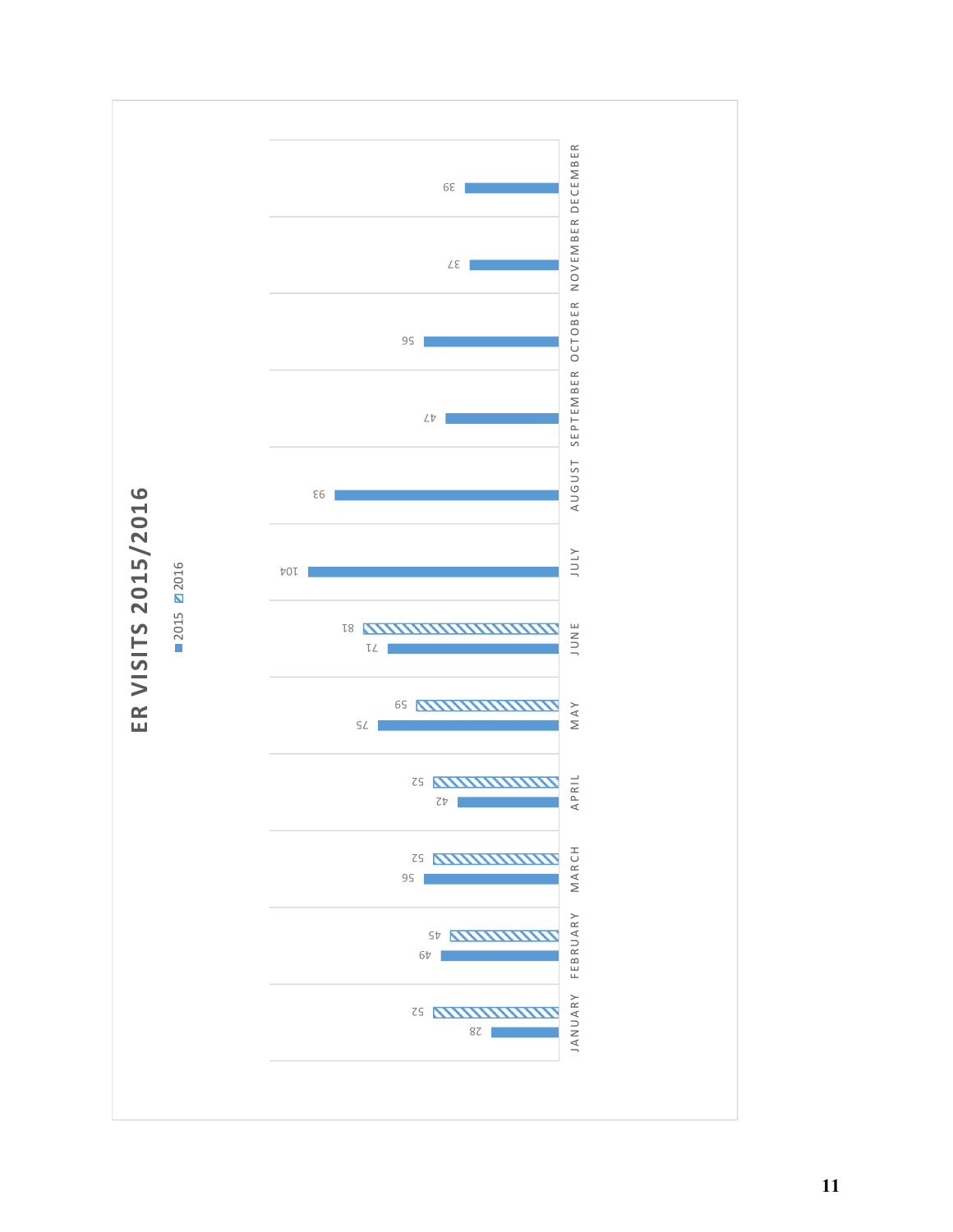## ER VISITS 2015/2016

| Month | 2015 | 2016 |
|---|---|---|
| JANUARY | 28 | 52 |
| FEBRUARY | 49 | 45 |
| MARCH | 56 | 52 |
| APRIL | 42 | 52 |
| MAY | 75 | 59 |
| JUNE | 71 | 81 |
| JULY | 104 | |
| AUGUST | 93 | |
| SEPTEMBER | 47 | |
| OCTOBER | 56 | |
| NOVEMBER | 37 | |
| DECEMBER | 39 | |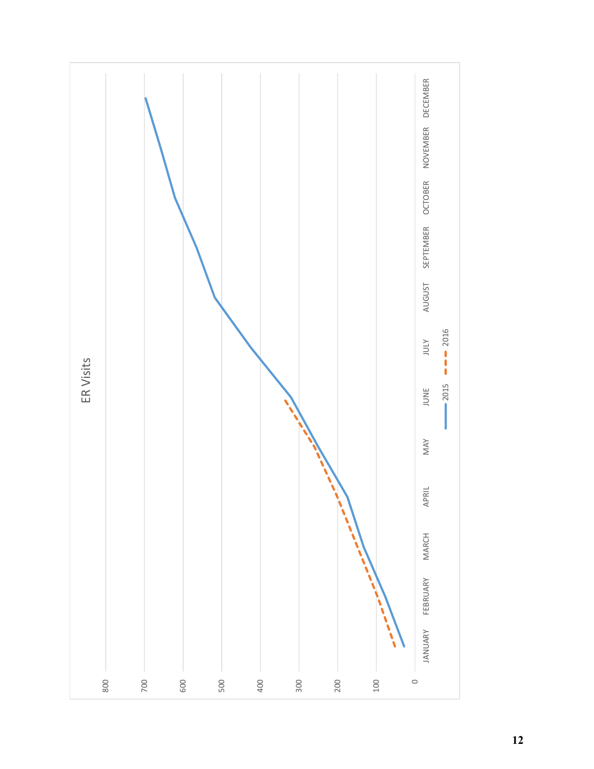ER Visits

| | 2015 | 2016 |
|---|---|---|
| JANUARY | | |
| FEBRUARY | | |
| MARCH | | |
| APRIL | | |
| MAY | | |
| JUNE | | |
| JULY | | |
| AUGUST | | |
| SEPTEMBER | | |
| OCTOBER | | |
| NOVEMBER | | |
| DECEMBER | | |

Y-axis: 0, 100, 200, 300, 400, 500, 600, 700, 800

Legend: 2015, 2016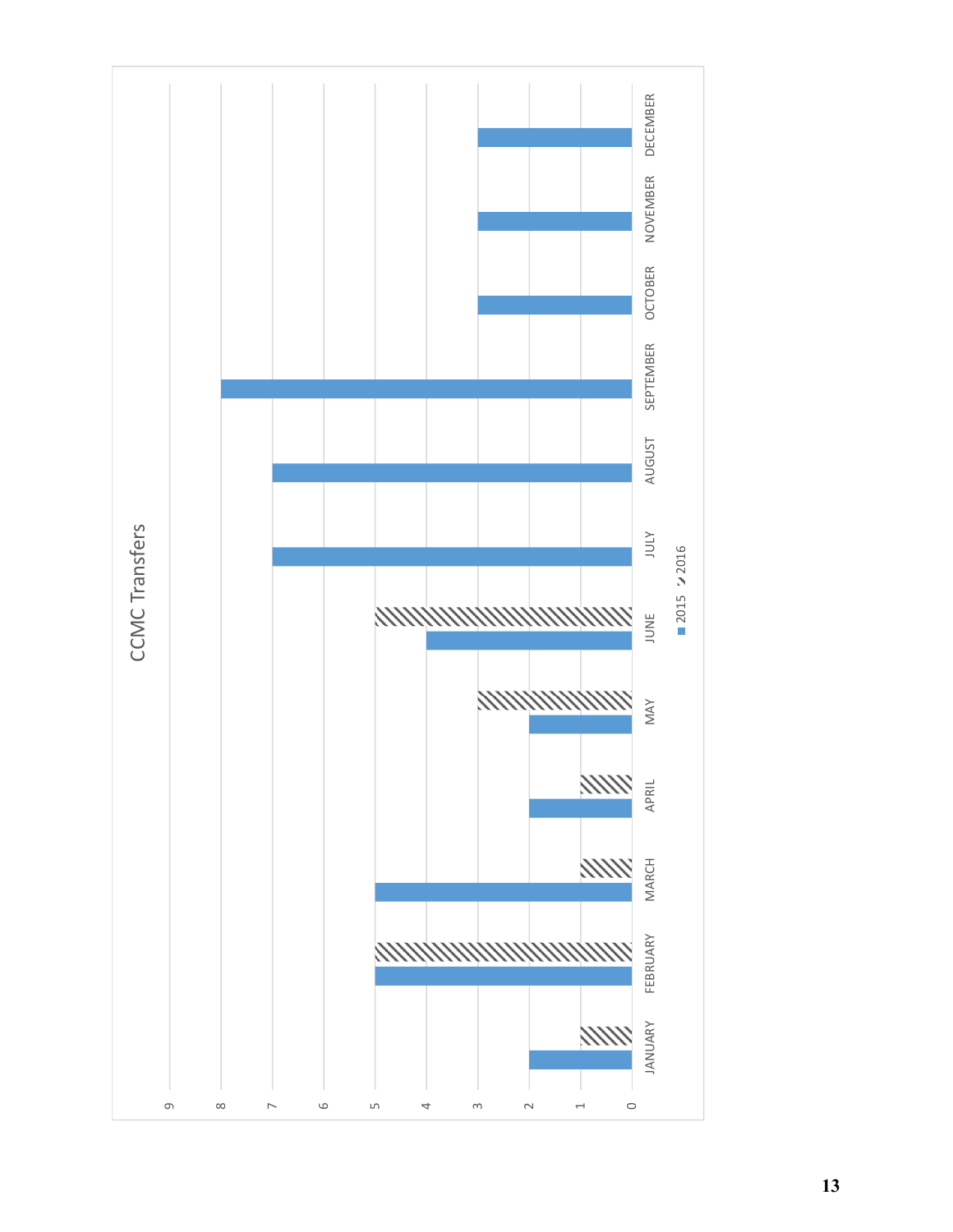## CCMC Transfers

| Month | 2015 | 2016 |
| --- | --- | --- |
| JANUARY | 2 | 1 |
| FEBRUARY | 5 | 5 |
| MARCH | 5 | 1 |
| APRIL | 2 | 1 |
| MAY | 2 | 3 |
| JUNE | 4 | 5 |
| JULY | 7 | |
| AUGUST | 7 | |
| SEPTEMBER | 8 | |
| OCTOBER | 3 | |
| NOVEMBER | 3 | |
| DECEMBER | 3 | |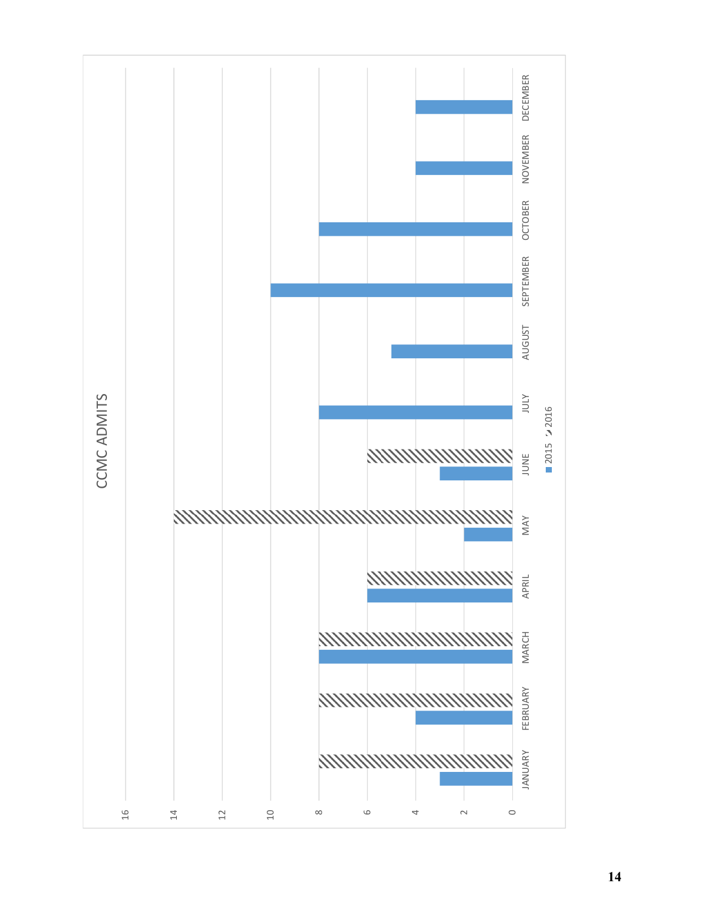## CCMC ADMITS

| Month | 2015 | 2016 |
|---|---|---|
| JANUARY | 3 | 8 |
| FEBRUARY | 4 | 8 |
| MARCH | 8 | 8 |
| APRIL | 6 | 6 |
| MAY | 2 | 14 |
| JUNE | 3 | 6 |
| JULY | 8 | |
| AUGUST | 5 | |
| SEPTEMBER | 10 | |
| OCTOBER | 8 | |
| NOVEMBER | 4 | |
| DECEMBER | 4 | |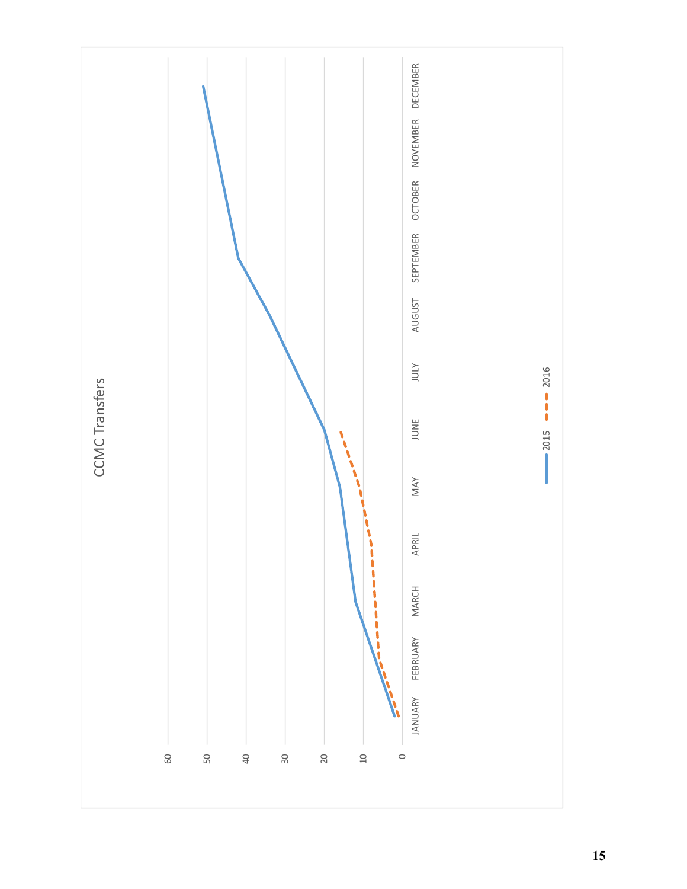## CCMC Transfers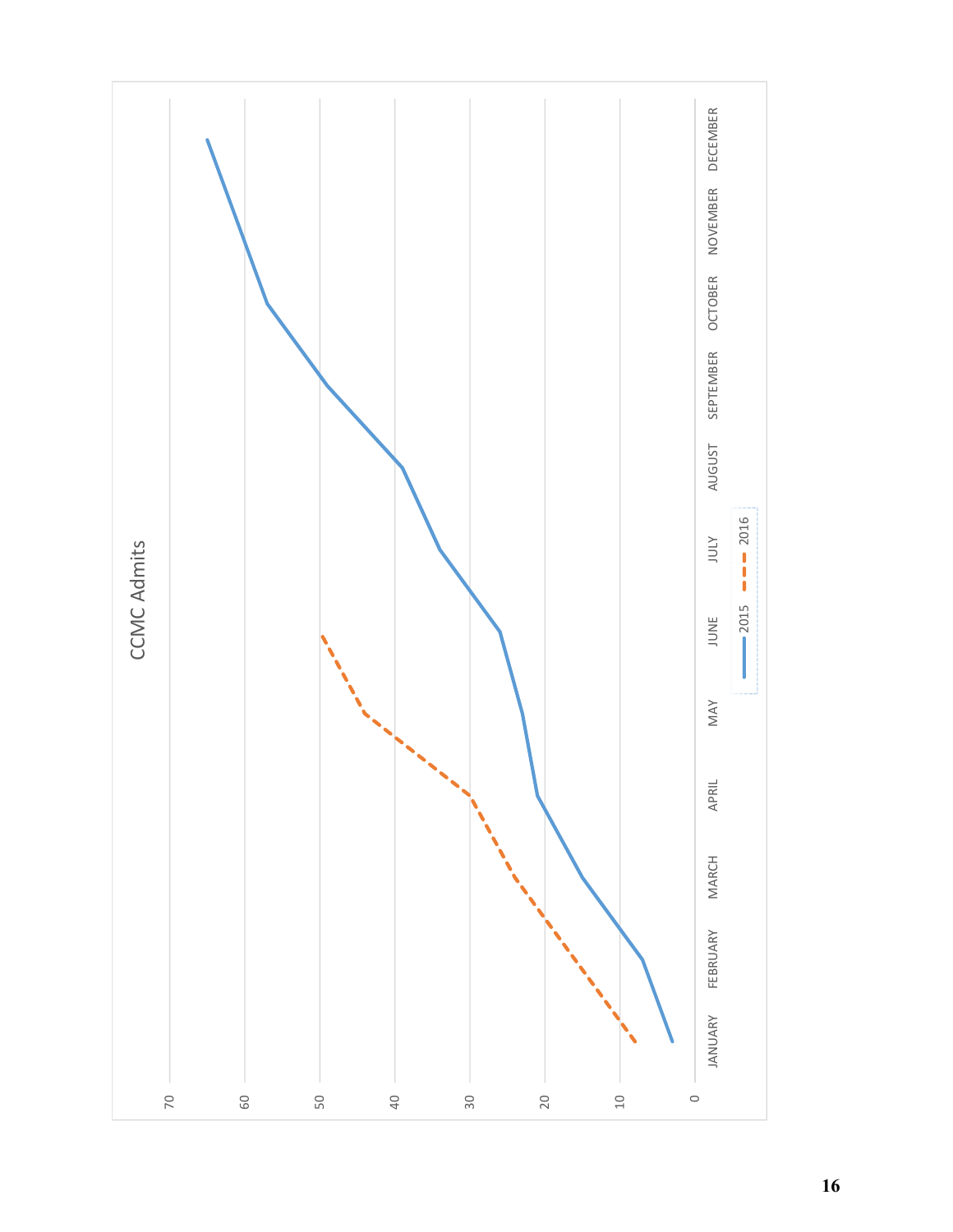CCMC Admits

| Month | 2015 | 2016 |
|---|---|---|
| JANUARY | 3 | 8 |
| FEBRUARY | 7 | 16 |
| MARCH | 15 | 24 |
| APRIL | 21 | 30 |
| MAY | 23 | 44 |
| JUNE | 26 | 50 |
| JULY | 34 | |
| AUGUST | 39 | |
| SEPTEMBER | 49 | |
| OCTOBER | 57 | |
| NOVEMBER | 61 | |
| DECEMBER | 65 | |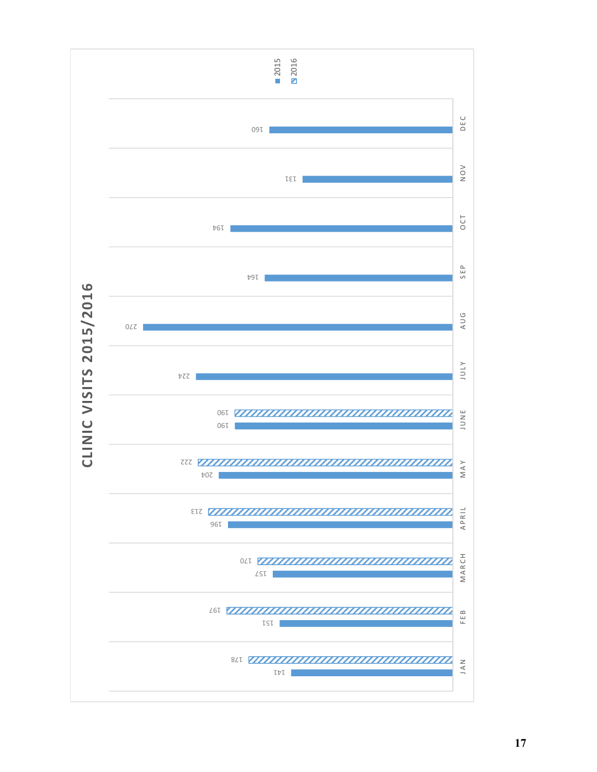## CLINIC VISITS 2015/2016

| Month | 2015 | 2016 |
|---|---|---|
| JAN | 141 | 178 |
| FEB | 151 | 197 |
| MARCH | 157 | 170 |
| APRIL | 196 | 213 |
| MAY | 204 | 222 |
| JUNE | 190 | 190 |
| JULY | 224 | |
| AUG | 270 | |
| SEP | 164 | |
| OCT | 194 | |
| NOV | 131 | |
| DEC | 160 | |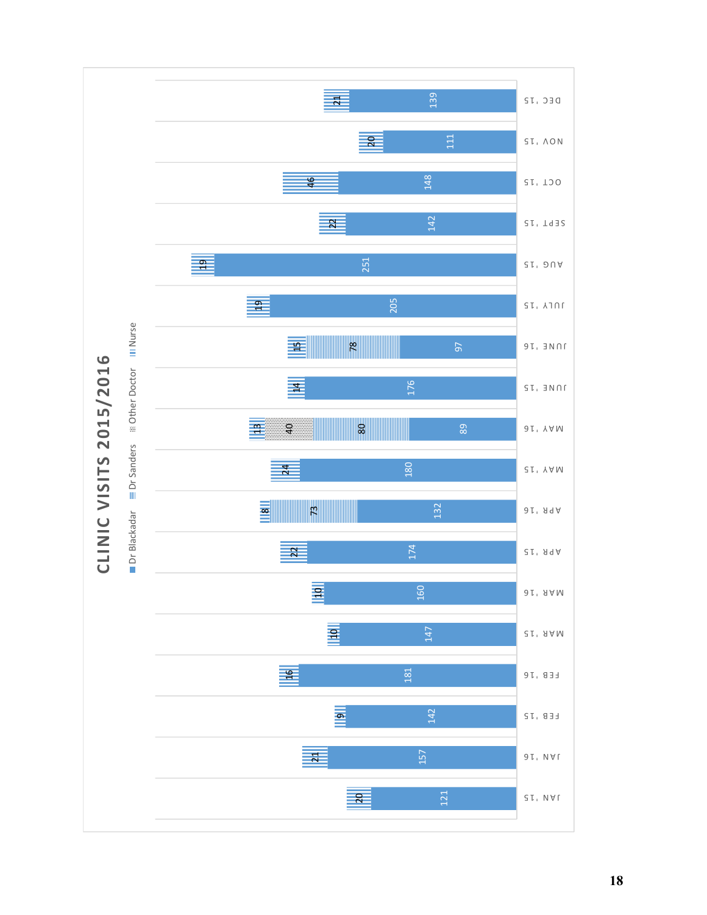# CLINIC VISITS 2015/2016

| Month | Dr Blackadar | Dr Sanders | Other Doctor | Nurse |
|---|---|---|---|---|
| JAN '15 | 121 | | | 20 |
| JAN '16 | 157 | | | 21 |
| FEB '15 | 142 | | | 9 |
| FEB '16 | 181 | | | 16 |
| MAR '15 | 147 | | | 10 |
| MAR '16 | 160 | | | 10 |
| APR '15 | 174 | | | 22 |
| APR '16 | 132 | 73 | | 8 |
| MAY '15 | 180 | | | 24 |
| MAY '16 | 89 | 80 | 40 | 13 |
| JUNE '15 | 176 | | | 14 |
| JUNE '16 | 97 | 78 | | 15 |
| JULY '15 | 205 | | | 19 |
| AUG '15 | 251 | | | 19 |
| SEPT '15 | 142 | | | 22 |
| OCT '15 | 148 | | | 46 |
| NOV '15 | 111 | | | 20 |
| DEC '15 | 139 | | | 21 |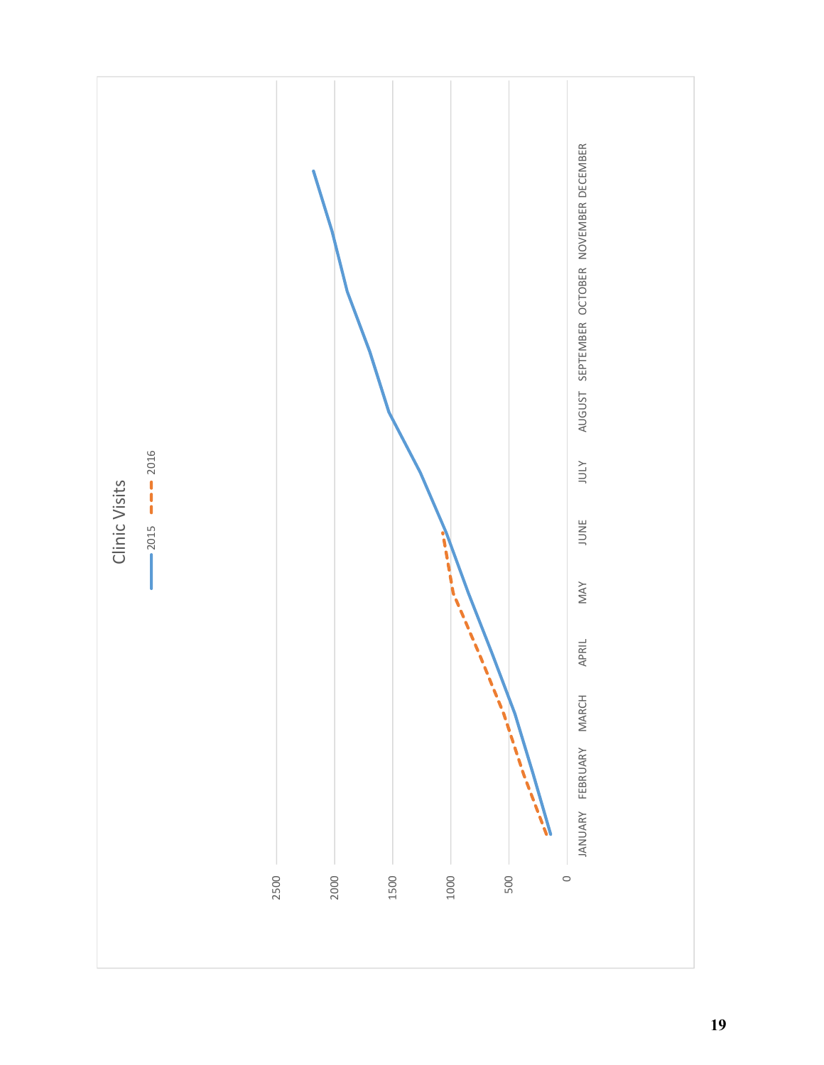## Clinic Visits

Legend: 2015 (solid line), 2016 (dashed line)

Y-axis: 0, 500, 1000, 1500, 2000, 2500

X-axis: JANUARY, FEBRUARY, MARCH, APRIL, MAY, JUNE, JULY, AUGUST, SEPTEMBER, OCTOBER, NOVEMBER, DECEMBER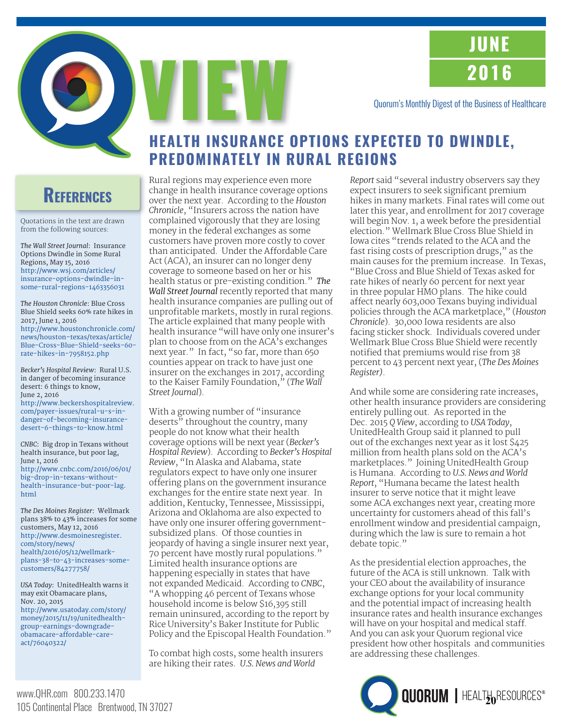# VIEW

**JUNE 2016**

Quorum's Monthly Digest of the Business of Healthcare

## HEALTH INSURANCE OPTIONS EXPECTED TO DWINDLE, PREDOMINATELY IN RURAL REGIONS

Rural regions may experience even more change in health insurance coverage options over the next year. According to the *Houston Chronicle*, "Insurers across the nation have complained vigorously that they are losing money in the federal exchanges as some customers have proven more costly to cover than anticipated. Under the Affordable Care Act (ACA), an insurer can no longer deny coverage to someone based on her or his health status or pre-existing condition." ***The Wall Street Journal*** recently reported that many health insurance companies are pulling out of unprofitable markets, mostly in rural regions. The article explained that many people with health insurance "will have only one insurer's plan to choose from on the ACA's exchanges next year." In fact, "so far, more than 650 counties appear on track to have just one insurer on the exchanges in 2017, according to the Kaiser Family Foundation," (*The Wall Street Journal*).

With a growing number of "insurance deserts" throughout the country, many people do not know what their health coverage options will be next year (*Becker's Hospital Review*). According to *Becker's Hospital Review*, "In Alaska and Alabama, state regulators expect to have only one insurer offering plans on the government insurance exchanges for the entire state next year. In addition, Kentucky, Tennessee, Mississippi, Arizona and Oklahoma are also expected to have only one insurer offering government-subsidized plans. Of those counties in jeopardy of having a single insurer next year, 70 percent have mostly rural populations." Limited health insurance options are happening especially in states that have not expanded Medicaid. According to *CNBC*, "A whopping 46 percent of Texans whose household income is below $16,395 still remain uninsured, according to the report by Rice University's Baker Institute for Public Policy and the Episcopal Health Foundation."

To combat high costs, some health insurers are hiking their rates. *U.S. News and World Report* said "several industry observers say they expect insurers to seek significant premium hikes in many markets. Final rates will come out later this year, and enrollment for 2017 coverage will begin Nov. 1, a week before the presidential election." Wellmark Blue Cross Blue Shield in Iowa cites "trends related to the ACA and the fast rising costs of prescription drugs," as the main causes for the premium increase. In Texas, "Blue Cross and Blue Shield of Texas asked for rate hikes of nearly 60 percent for next year in three popular HMO plans. The hike could affect nearly 603,000 Texans buying individual policies through the ACA marketplace," (*Houston Chronicle*). 30,000 Iowa residents are also facing sticker shock. Individuals covered under Wellmark Blue Cross Blue Shield were recently notified that premiums would rise from 38 percent to 43 percent next year, (*The Des Moines Register)*.

And while some are considering rate increases, other health insurance providers are considering entirely pulling out. As reported in the Dec. 2015 *Q View*, according to *USA Today*, UnitedHealth Group said it planned to pull out of the exchanges next year as it lost $425 million from health plans sold on the ACA's marketplaces." Joining UnitedHealth Group is Humana. According to *U.S. News and World Report*, "Humana became the latest health insurer to serve notice that it might leave some ACA exchanges next year, creating more uncertainty for customers ahead of this fall's enrollment window and presidential campaign, during which the law is sure to remain a hot debate topic."

As the presidential election approaches, the future of the ACA is still unknown. Talk with your CEO about the availability of insurance exchange options for your local community and the potential impact of increasing health insurance rates and health insurance exchanges will have on your hospital and medical staff. And you can ask your Quorum regional vice president how other hospitals and communities are addressing these challenges.

### References

Quotations in the text are drawn from the following sources:

*The Wall Street Journal*: Insurance Options Dwindle in Some Rural Regions, May 15, 2016
http://www.wsj.com/articles/insurance-options-dwindle-in-some-rural-regions-1463356031

*The Houston Chronicle*: Blue Cross Blue Shield seeks 60% rate hikes in 2017, June 1, 2016
http://www.houstonchronicle.com/news/houston-texas/texas/article/Blue-Cross-Blue-Shield-seeks-60-rate-hikes-in-7958152.php

*Becker's Hospital Review*: Rural U.S. in danger of becoming insurance desert: 6 things to know, June 2, 2016
http://www.beckershospitalreview.com/payer-issues/rural-u-s-in-danger-of-becoming-insurance-desert-6-things-to-know.html

*CNBC*: Big drop in Texans without health insurance, but poor lag, June 1, 2016
http://www.cnbc.com/2016/06/01/big-drop-in-texans-without-health-insurance-but-poor-lag.html

*The Des Moines Register*: Wellmark plans 38% to 43% increases for some customers, May 12, 2016
http://www.desmoinesregister.com/story/news/health/2016/05/12/wellmark-plans-38-to-43-increases-some-customers/84277758/

*USA Today*: UnitedHealth warns it may exit Obamacare plans, Nov. 20, 2015
http://www.usatoday.com/story/money/2015/11/19/unitedhealth-group-earnings-downgrade-obamacare-affordable-care-act/76040322/

www.QHR.com 800.233.1470
105 Continental Place Brentwood, TN 37027

QUORUM | HEALTH RESOURCES®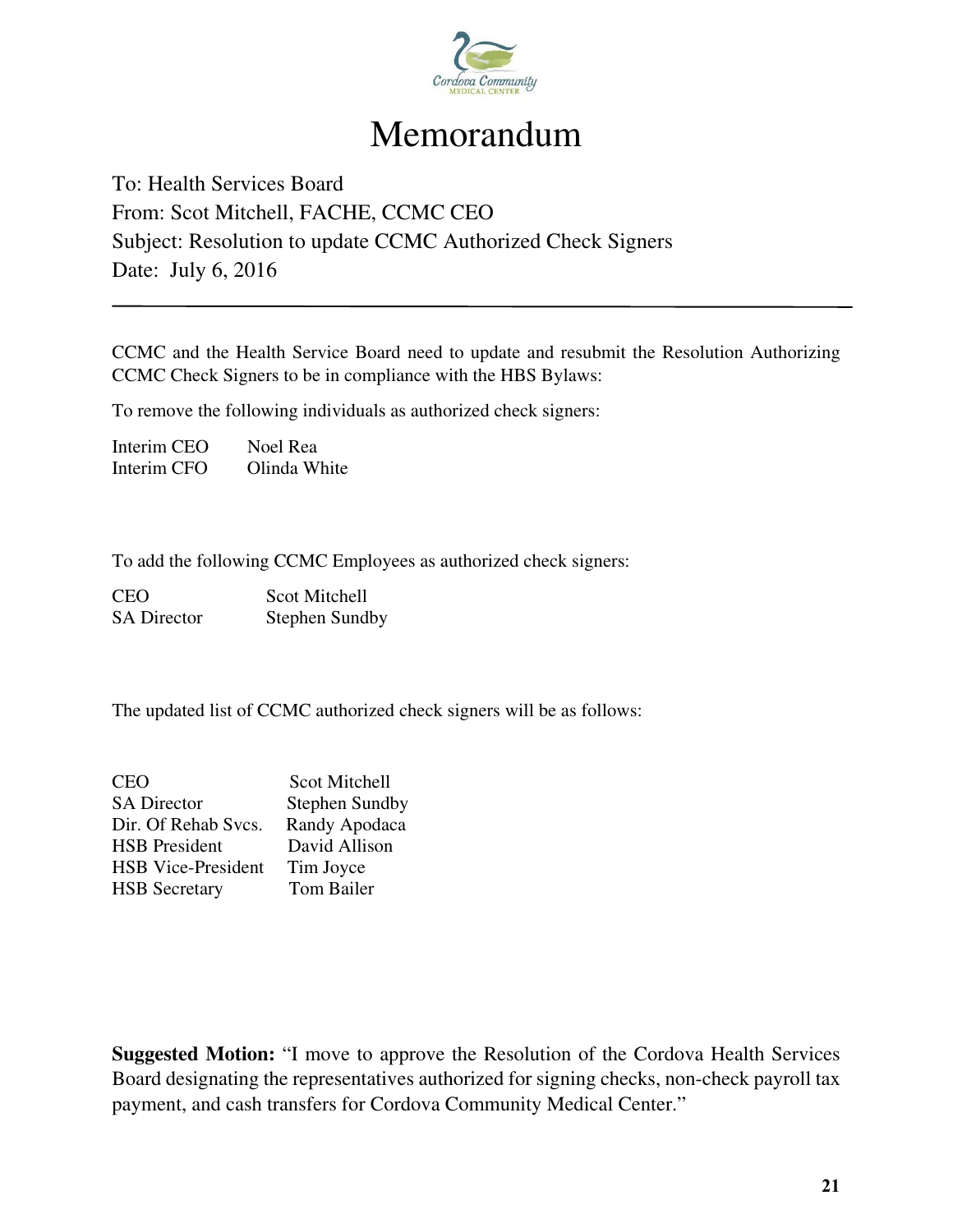# Memorandum

To: Health Services Board
From: Scot Mitchell, FACHE, CCMC CEO
Subject: Resolution to update CCMC Authorized Check Signers
Date: July 6, 2016

---

CCMC and the Health Service Board need to update and resubmit the Resolution Authorizing CCMC Check Signers to be in compliance with the HBS Bylaws:

To remove the following individuals as authorized check signers:

| | |
|---|---|
| Interim CEO | Noel Rea |
| Interim CFO | Olinda White |

To add the following CCMC Employees as authorized check signers:

| | |
|---|---|
| CEO | Scot Mitchell |
| SA Director | Stephen Sundby |

The updated list of CCMC authorized check signers will be as follows:

| | |
|---|---|
| CEO | Scot Mitchell |
| SA Director | Stephen Sundby |
| Dir. Of Rehab Svcs. | Randy Apodaca |
| HSB President | David Allison |
| HSB Vice-President | Tim Joyce |
| HSB Secretary | Tom Bailer |

**Suggested Motion:** "I move to approve the Resolution of the Cordova Health Services Board designating the representatives authorized for signing checks, non-check payroll tax payment, and cash transfers for Cordova Community Medical Center."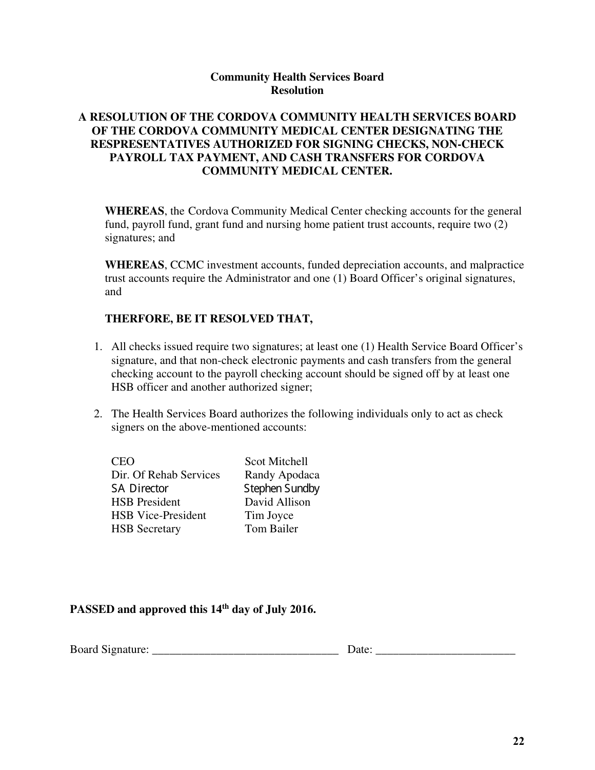**Community Health Services Board**
**Resolution**

**A RESOLUTION OF THE CORDOVA COMMUNITY HEALTH SERVICES BOARD OF THE CORDOVA COMMUNITY MEDICAL CENTER DESIGNATING THE RESPRESENTATIVES AUTHORIZED FOR SIGNING CHECKS, NON-CHECK PAYROLL TAX PAYMENT, AND CASH TRANSFERS FOR CORDOVA COMMUNITY MEDICAL CENTER.**

**WHEREAS**, the Cordova Community Medical Center checking accounts for the general fund, payroll fund, grant fund and nursing home patient trust accounts, require two (2) signatures; and

**WHEREAS**, CCMC investment accounts, funded depreciation accounts, and malpractice trust accounts require the Administrator and one (1) Board Officer's original signatures, and

**THERFORE, BE IT RESOLVED THAT,**

1. All checks issued require two signatures; at least one (1) Health Service Board Officer's signature, and that non-check electronic payments and cash transfers from the general checking account to the payroll checking account should be signed off by at least one HSB officer and another authorized signer;
2. The Health Services Board authorizes the following individuals only to act as check signers on the above-mentioned accounts:

| | |
|---|---|
| CEO | Scot Mitchell |
| Dir. Of Rehab Services | Randy Apodaca |
| SA Director | Stephen Sundby |
| HSB President | David Allison |
| HSB Vice-President | Tim Joyce |
| HSB Secretary | Tom Bailer |

**PASSED and approved this 14th day of July 2016.**

Board Signature: ________________________________ Date: ________________________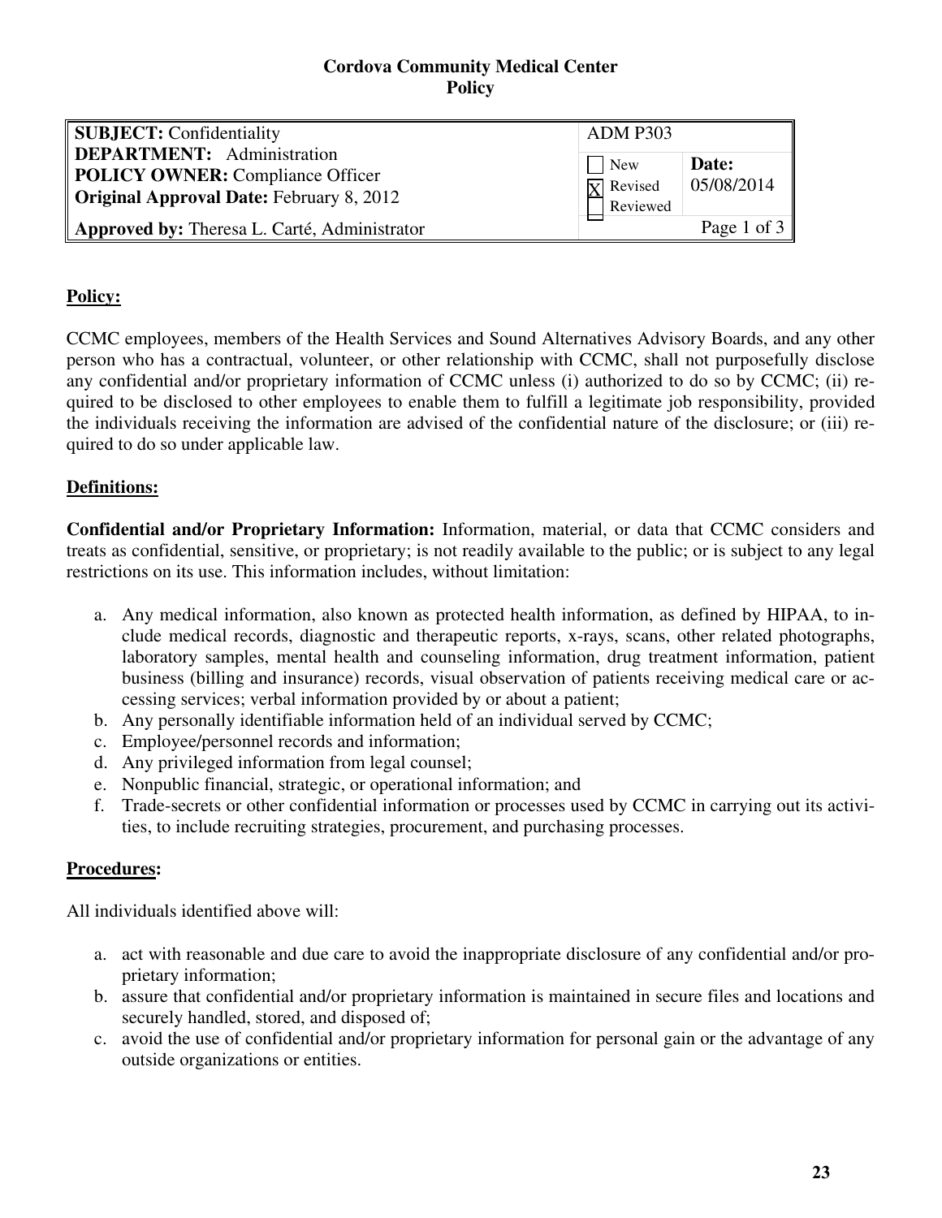**Cordova Community Medical Center**
**Policy**

| **SUBJECT:** Confidentiality<br>**DEPARTMENT:** Administration<br>**POLICY OWNER:** Compliance Officer<br>**Original Approval Date:** February 8, 2012 | ADM P303 | |
|---|---|---|
| | ☐ New<br>☒ Revised<br>☐ Reviewed | **Date:**<br>05/08/2014 |
| **Approved by:** Theresa L. Carté, Administrator | | Page 1 of 3 |

## Policy:

CCMC employees, members of the Health Services and Sound Alternatives Advisory Boards, and any other person who has a contractual, volunteer, or other relationship with CCMC, shall not purposefully disclose any confidential and/or proprietary information of CCMC unless (i) authorized to do so by CCMC; (ii) required to be disclosed to other employees to enable them to fulfill a legitimate job responsibility, provided the individuals receiving the information are advised of the confidential nature of the disclosure; or (iii) required to do so under applicable law.

## Definitions:

**Confidential and/or Proprietary Information:** Information, material, or data that CCMC considers and treats as confidential, sensitive, or proprietary; is not readily available to the public; or is subject to any legal restrictions on its use. This information includes, without limitation:

a. Any medical information, also known as protected health information, as defined by HIPAA, to include medical records, diagnostic and therapeutic reports, x-rays, scans, other related photographs, laboratory samples, mental health and counseling information, drug treatment information, patient business (billing and insurance) records, visual observation of patients receiving medical care or accessing services; verbal information provided by or about a patient;
b. Any personally identifiable information held of an individual served by CCMC;
c. Employee/personnel records and information;
d. Any privileged information from legal counsel;
e. Nonpublic financial, strategic, or operational information; and
f. Trade-secrets or other confidential information or processes used by CCMC in carrying out its activities, to include recruiting strategies, procurement, and purchasing processes.

## Procedures:

All individuals identified above will:

a. act with reasonable and due care to avoid the inappropriate disclosure of any confidential and/or proprietary information;
b. assure that confidential and/or proprietary information is maintained in secure files and locations and securely handled, stored, and disposed of;
c. avoid the use of confidential and/or proprietary information for personal gain or the advantage of any outside organizations or entities.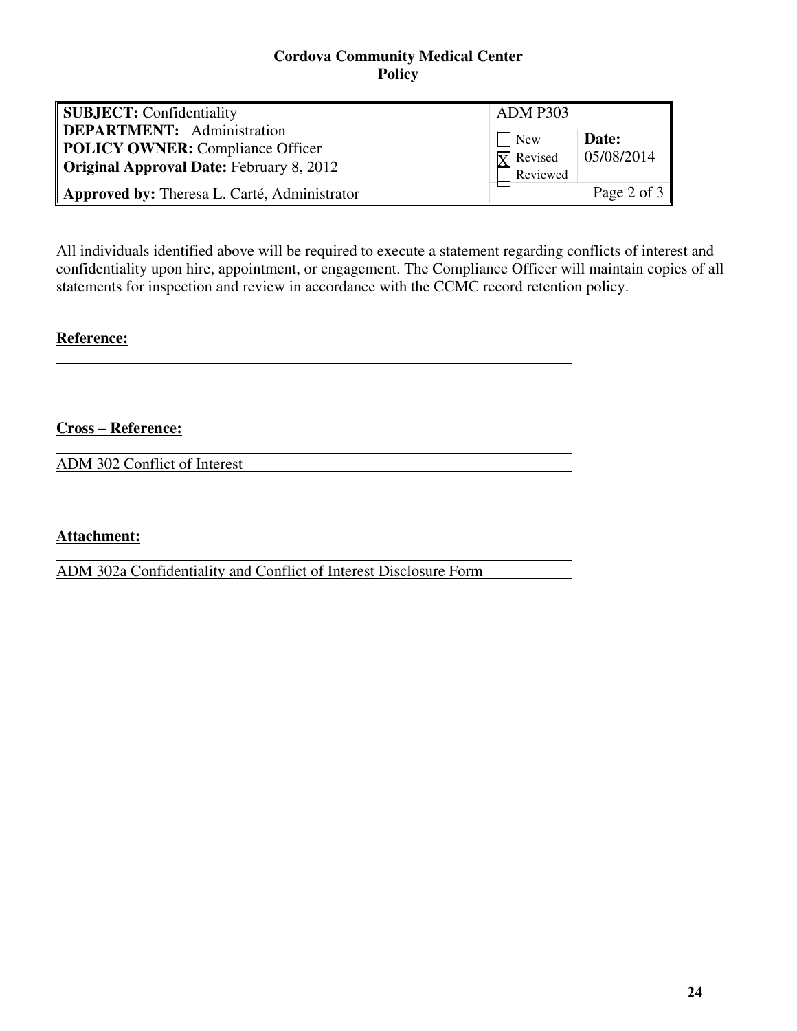**Cordova Community Medical Center**
**Policy**

| **SUBJECT:** Confidentiality<br>**DEPARTMENT:** Administration<br>**POLICY OWNER:** Compliance Officer<br>**Original Approval Date:** February 8, 2012 | ADM P303 | |
|---|---|---|
| | ☐ New<br>☒ Revised<br>☐ Reviewed | **Date:**<br>05/08/2014 |
| **Approved by:** Theresa L. Carté, Administrator | | |

All individuals identified above will be required to execute a statement regarding conflicts of interest and confidentiality upon hire, appointment, or engagement. The Compliance Officer will maintain copies of all statements for inspection and review in accordance with the CCMC record retention policy.

**Reference:**

**Cross – Reference:**

ADM 302 Conflict of Interest

**Attachment:**

ADM 302a Confidentiality and Conflict of Interest Disclosure Form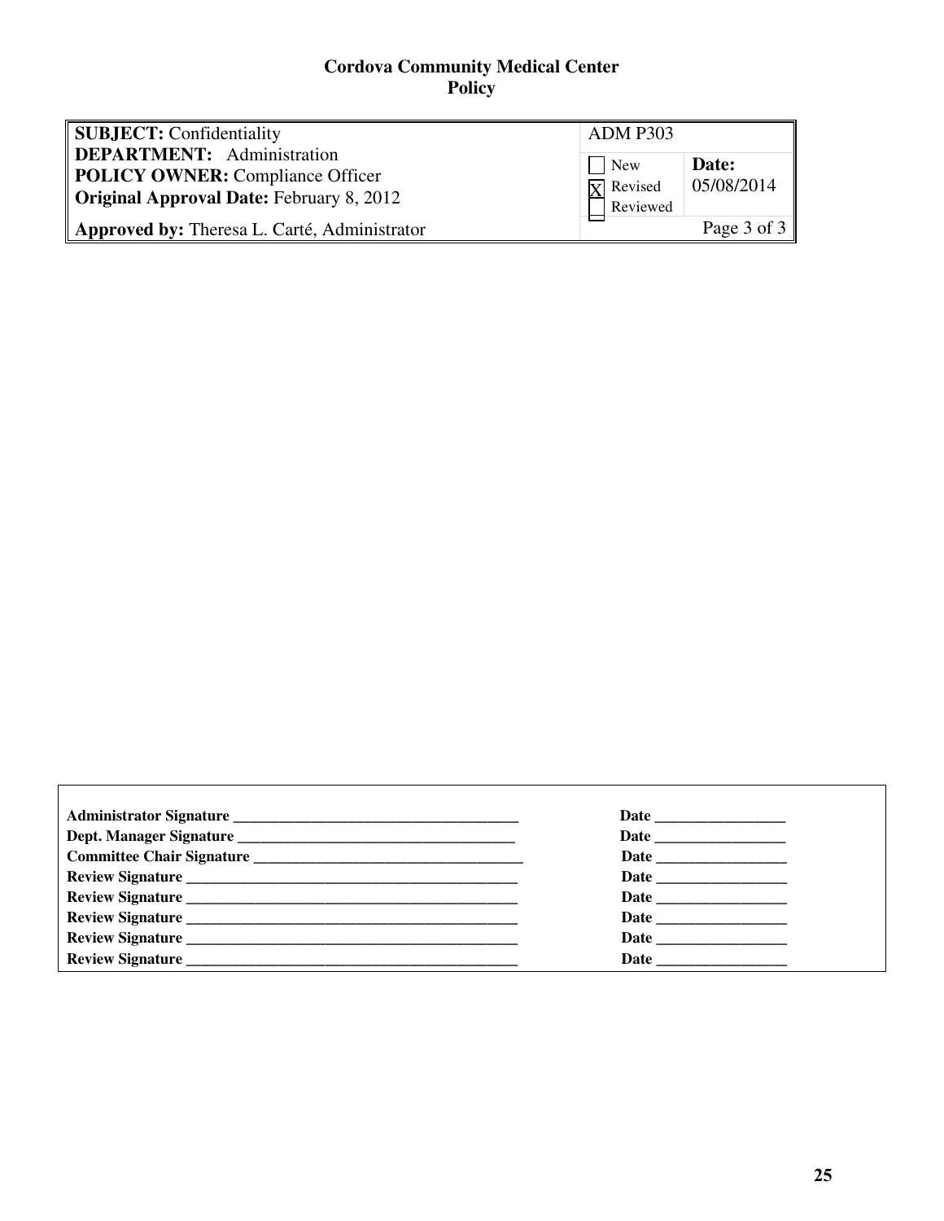**Cordova Community Medical Center**
**Policy**

| **SUBJECT:** Confidentiality<br>**DEPARTMENT:** Administration<br>**POLICY OWNER:** Compliance Officer<br>**Original Approval Date:** February 8, 2012 | ADM P303 | |
|---|---|---|
| | ☐ New<br>☒ Revised<br>☐ Reviewed | **Date:** 05/08/2014 |
| **Approved by:** Theresa L. Carté, Administrator | | Page 3 of 3 |

| | |
|---|---|
| **Administrator Signature** ______________________________________ | **Date** _________________ |
| **Dept. Manager Signature** ____________________________________ | **Date** _________________ |
| **Committee Chair Signature** ___________________________________ | **Date** _________________ |
| **Review Signature** ___________________________________________ | **Date** _________________ |
| **Review Signature** ___________________________________________ | **Date** _________________ |
| **Review Signature** ___________________________________________ | **Date** _________________ |
| **Review Signature** ___________________________________________ | **Date** _________________ |
| **Review Signature** ___________________________________________ | **Date** _________________ |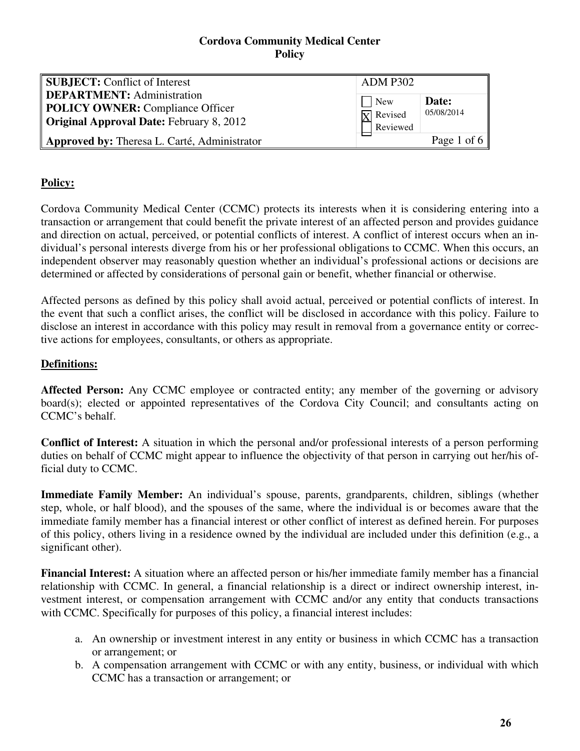**Cordova Community Medical Center**
**Policy**

| **SUBJECT:** Conflict of Interest<br>**DEPARTMENT:** Administration<br>**POLICY OWNER:** Compliance Officer<br>**Original Approval Date:** February 8, 2012 | ADM P302 | |
|---|---|---|
| | ☐ New<br>☒ Revised<br>☐ Reviewed | **Date:** 05/08/2014 |
| **Approved by:** Theresa L. Carté, Administrator | | Page 1 of 6 |

## Policy:

Cordova Community Medical Center (CCMC) protects its interests when it is considering entering into a transaction or arrangement that could benefit the private interest of an affected person and provides guidance and direction on actual, perceived, or potential conflicts of interest. A conflict of interest occurs when an individual's personal interests diverge from his or her professional obligations to CCMC. When this occurs, an independent observer may reasonably question whether an individual's professional actions or decisions are determined or affected by considerations of personal gain or benefit, whether financial or otherwise.

Affected persons as defined by this policy shall avoid actual, perceived or potential conflicts of interest. In the event that such a conflict arises, the conflict will be disclosed in accordance with this policy. Failure to disclose an interest in accordance with this policy may result in removal from a governance entity or corrective actions for employees, consultants, or others as appropriate.

## Definitions:

**Affected Person:** Any CCMC employee or contracted entity; any member of the governing or advisory board(s); elected or appointed representatives of the Cordova City Council; and consultants acting on CCMC's behalf.

**Conflict of Interest:** A situation in which the personal and/or professional interests of a person performing duties on behalf of CCMC might appear to influence the objectivity of that person in carrying out her/his official duty to CCMC.

**Immediate Family Member:** An individual's spouse, parents, grandparents, children, siblings (whether step, whole, or half blood), and the spouses of the same, where the individual is or becomes aware that the immediate family member has a financial interest or other conflict of interest as defined herein. For purposes of this policy, others living in a residence owned by the individual are included under this definition (e.g., a significant other).

**Financial Interest:** A situation where an affected person or his/her immediate family member has a financial relationship with CCMC. In general, a financial relationship is a direct or indirect ownership interest, investment interest, or compensation arrangement with CCMC and/or any entity that conducts transactions with CCMC. Specifically for purposes of this policy, a financial interest includes:

a. An ownership or investment interest in any entity or business in which CCMC has a transaction or arrangement; or
b. A compensation arrangement with CCMC or with any entity, business, or individual with which CCMC has a transaction or arrangement; or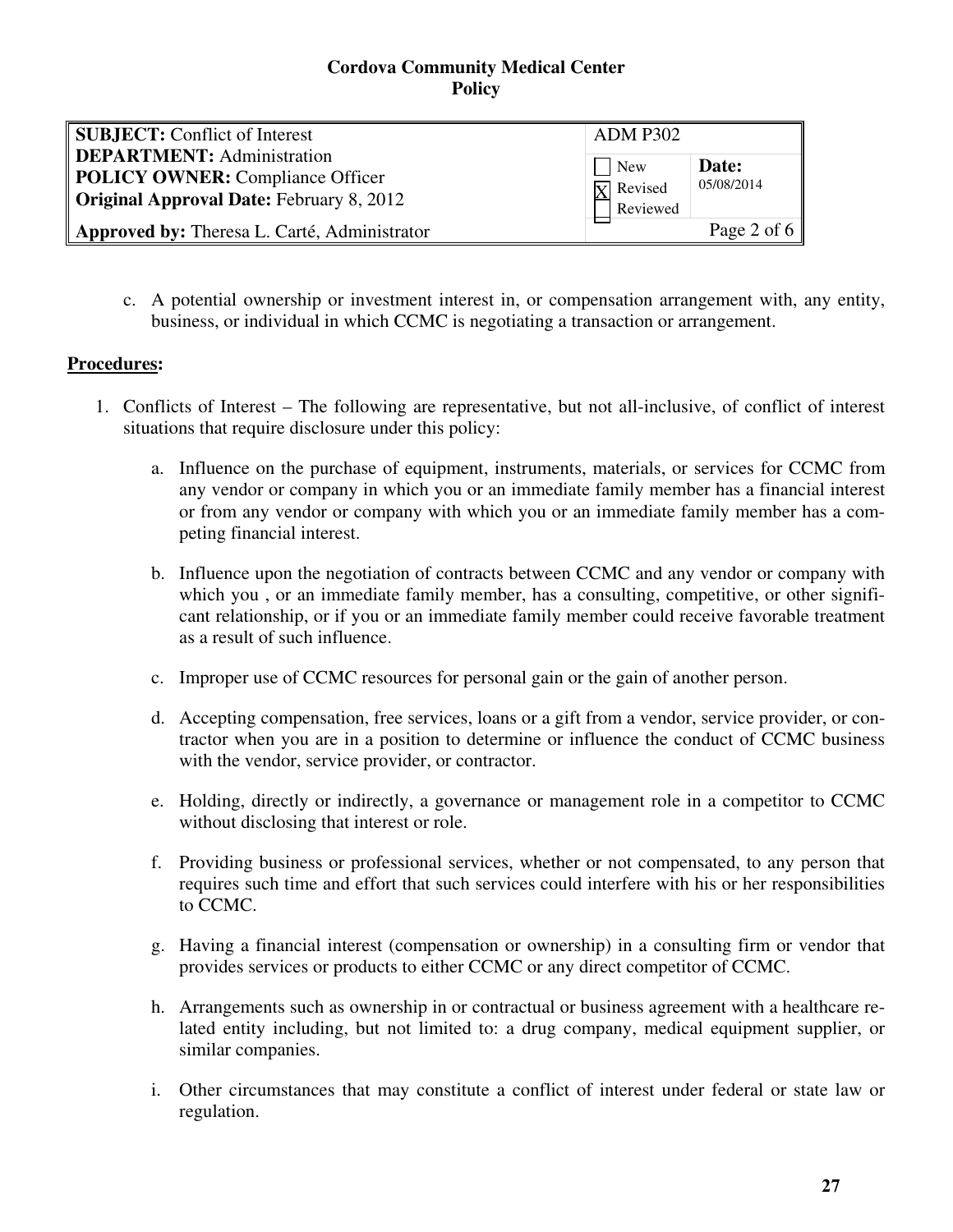c. A potential ownership or investment interest in, or compensation arrangement with, any entity, business, or individual in which CCMC is negotiating a transaction or arrangement.

**<u>Procedures</u>:**

1. Conflicts of Interest – The following are representative, but not all-inclusive, of conflict of interest situations that require disclosure under this policy:

    a. Influence on the purchase of equipment, instruments, materials, or services for CCMC from any vendor or company in which you or an immediate family member has a financial interest or from any vendor or company with which you or an immediate family member has a competing financial interest.

    b. Influence upon the negotiation of contracts between CCMC and any vendor or company with which you , or an immediate family member, has a consulting, competitive, or other significant relationship, or if you or an immediate family member could receive favorable treatment as a result of such influence.

    c. Improper use of CCMC resources for personal gain or the gain of another person.

    d. Accepting compensation, free services, loans or a gift from a vendor, service provider, or contractor when you are in a position to determine or influence the conduct of CCMC business with the vendor, service provider, or contractor.

    e. Holding, directly or indirectly, a governance or management role in a competitor to CCMC without disclosing that interest or role.

    f. Providing business or professional services, whether or not compensated, to any person that requires such time and effort that such services could interfere with his or her responsibilities to CCMC.

    g. Having a financial interest (compensation or ownership) in a consulting firm or vendor that provides services or products to either CCMC or any direct competitor of CCMC.

    h. Arrangements such as ownership in or contractual or business agreement with a healthcare related entity including, but not limited to: a drug company, medical equipment supplier, or similar companies.

    i. Other circumstances that may constitute a conflict of interest under federal or state law or regulation.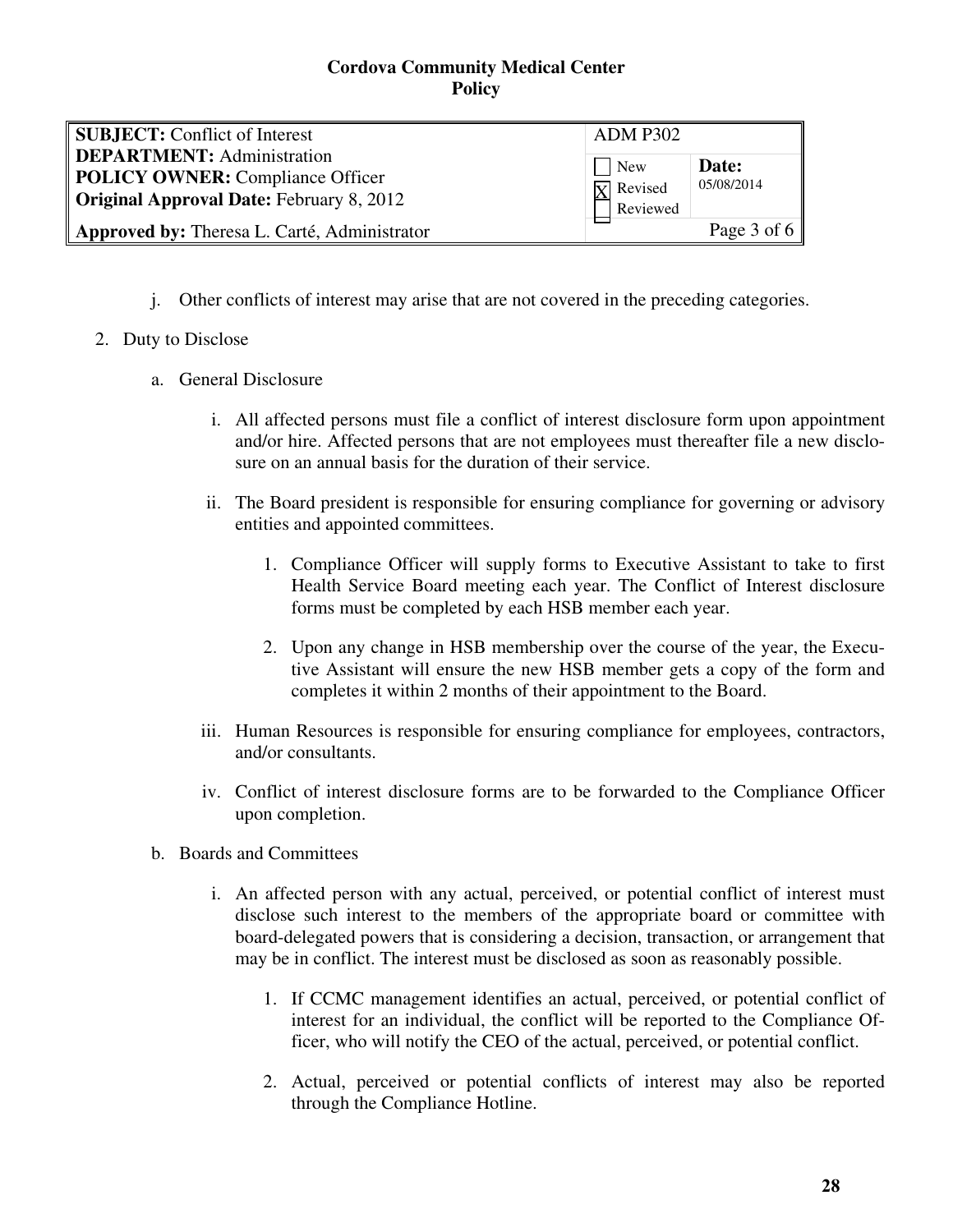**Cordova Community Medical Center**
**Policy**

| **SUBJECT:** Conflict of Interest | ADM P302 | |
|---|---|---|
| **DEPARTMENT:** Administration<br>**POLICY OWNER:** Compliance Officer<br>**Original Approval Date:** February 8, 2012 | ☐ New<br>☒ Revised<br>☐ Reviewed | **Date:** 05/08/2014 |
| **Approved by:** Theresa L. Carté, Administrator | | Page 3 of 6 |

j. Other conflicts of interest may arise that are not covered in the preceding categories.

2. Duty to Disclose

   a. General Disclosure

      i. All affected persons must file a conflict of interest disclosure form upon appointment and/or hire. Affected persons that are not employees must thereafter file a new disclosure on an annual basis for the duration of their service.

      ii. The Board president is responsible for ensuring compliance for governing or advisory entities and appointed committees.

         1. Compliance Officer will supply forms to Executive Assistant to take to first Health Service Board meeting each year. The Conflict of Interest disclosure forms must be completed by each HSB member each year.

         2. Upon any change in HSB membership over the course of the year, the Executive Assistant will ensure the new HSB member gets a copy of the form and completes it within 2 months of their appointment to the Board.

      iii. Human Resources is responsible for ensuring compliance for employees, contractors, and/or consultants.

      iv. Conflict of interest disclosure forms are to be forwarded to the Compliance Officer upon completion.

   b. Boards and Committees

      i. An affected person with any actual, perceived, or potential conflict of interest must disclose such interest to the members of the appropriate board or committee with board-delegated powers that is considering a decision, transaction, or arrangement that may be in conflict. The interest must be disclosed as soon as reasonably possible.

         1. If CCMC management identifies an actual, perceived, or potential conflict of interest for an individual, the conflict will be reported to the Compliance Officer, who will notify the CEO of the actual, perceived, or potential conflict.

         2. Actual, perceived or potential conflicts of interest may also be reported through the Compliance Hotline.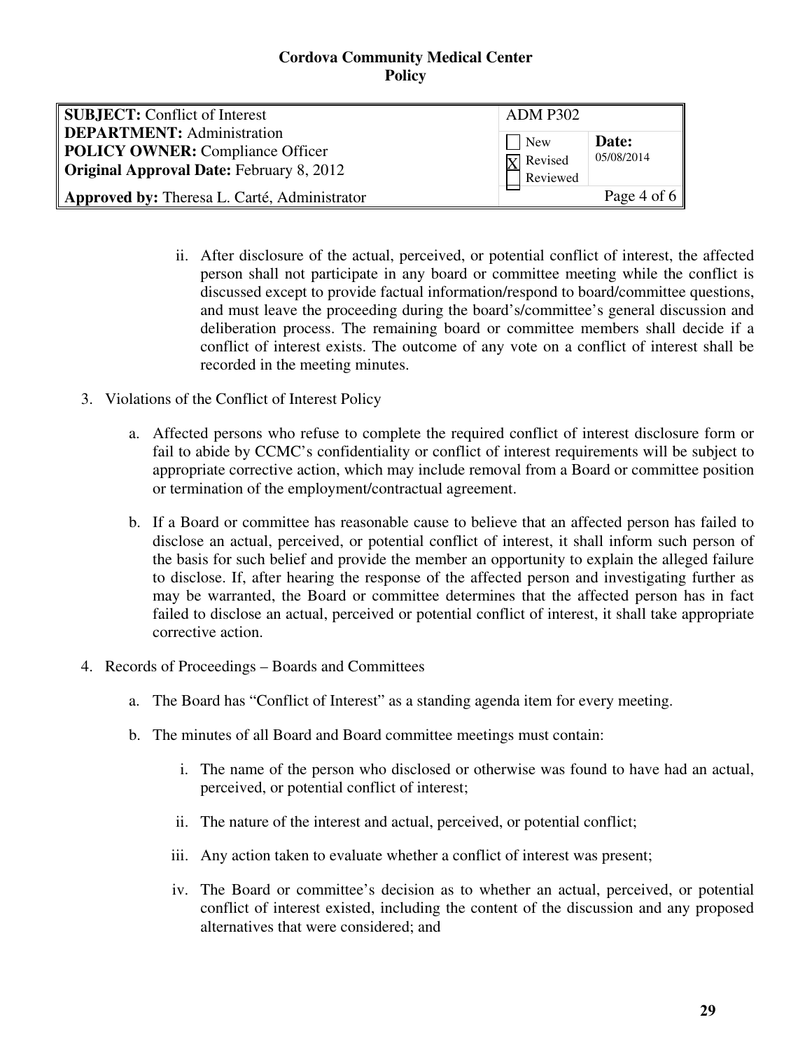ii. After disclosure of the actual, perceived, or potential conflict of interest, the affected person shall not participate in any board or committee meeting while the conflict is discussed except to provide factual information/respond to board/committee questions, and must leave the proceeding during the board's/committee's general discussion and deliberation process. The remaining board or committee members shall decide if a conflict of interest exists. The outcome of any vote on a conflict of interest shall be recorded in the meeting minutes.

3. Violations of the Conflict of Interest Policy

   a. Affected persons who refuse to complete the required conflict of interest disclosure form or fail to abide by CCMC's confidentiality or conflict of interest requirements will be subject to appropriate corrective action, which may include removal from a Board or committee position or termination of the employment/contractual agreement.

   b. If a Board or committee has reasonable cause to believe that an affected person has failed to disclose an actual, perceived, or potential conflict of interest, it shall inform such person of the basis for such belief and provide the member an opportunity to explain the alleged failure to disclose. If, after hearing the response of the affected person and investigating further as may be warranted, the Board or committee determines that the affected person has in fact failed to disclose an actual, perceived or potential conflict of interest, it shall take appropriate corrective action.

4. Records of Proceedings – Boards and Committees

   a. The Board has "Conflict of Interest" as a standing agenda item for every meeting.

   b. The minutes of all Board and Board committee meetings must contain:

      i. The name of the person who disclosed or otherwise was found to have had an actual, perceived, or potential conflict of interest;

      ii. The nature of the interest and actual, perceived, or potential conflict;

      iii. Any action taken to evaluate whether a conflict of interest was present;

      iv. The Board or committee's decision as to whether an actual, perceived, or potential conflict of interest existed, including the content of the discussion and any proposed alternatives that were considered; and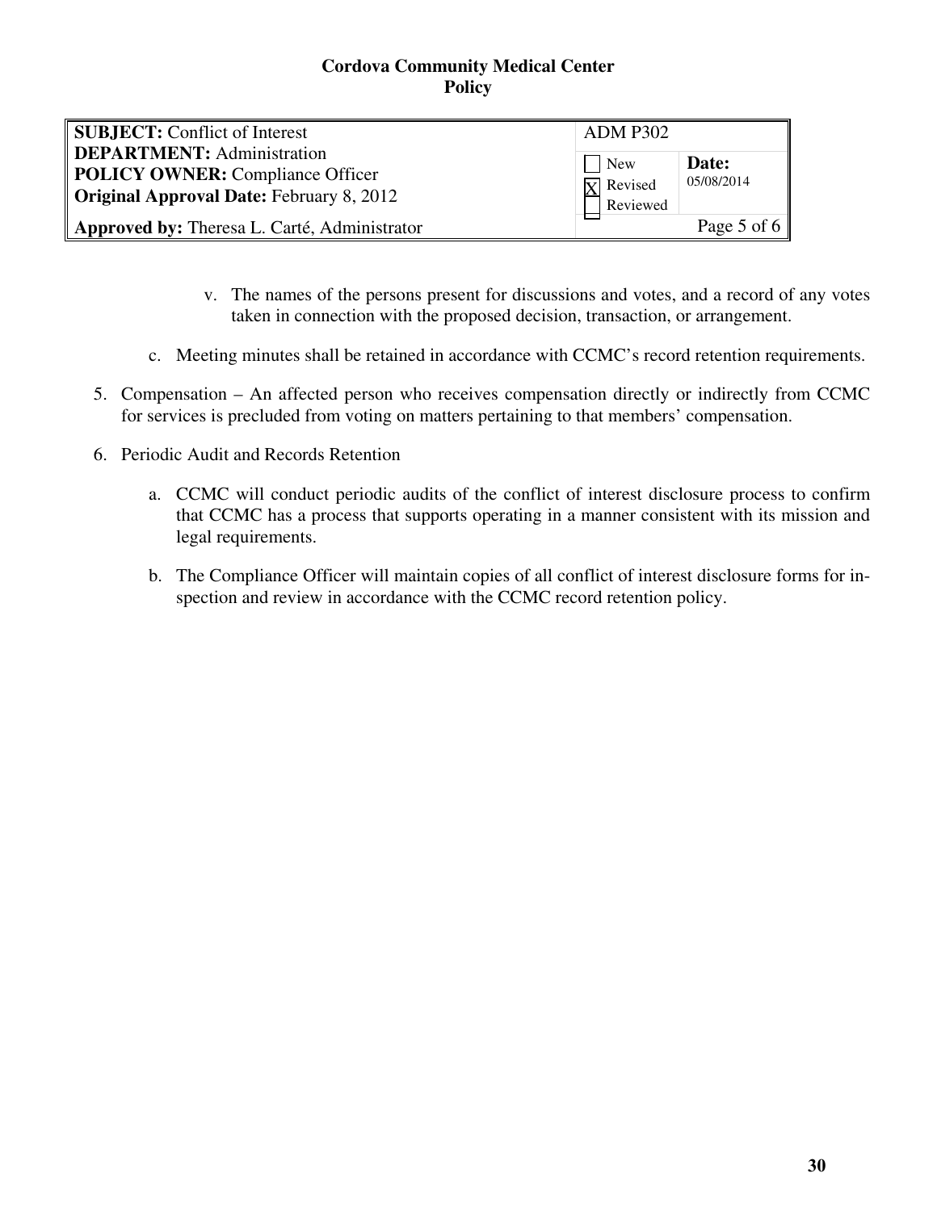v. The names of the persons present for discussions and votes, and a record of any votes taken in connection with the proposed decision, transaction, or arrangement.

  c. Meeting minutes shall be retained in accordance with CCMC's record retention requirements.

5. Compensation – An affected person who receives compensation directly or indirectly from CCMC for services is precluded from voting on matters pertaining to that members' compensation.

6. Periodic Audit and Records Retention

   a. CCMC will conduct periodic audits of the conflict of interest disclosure process to confirm that CCMC has a process that supports operating in a manner consistent with its mission and legal requirements.

   b. The Compliance Officer will maintain copies of all conflict of interest disclosure forms for inspection and review in accordance with the CCMC record retention policy.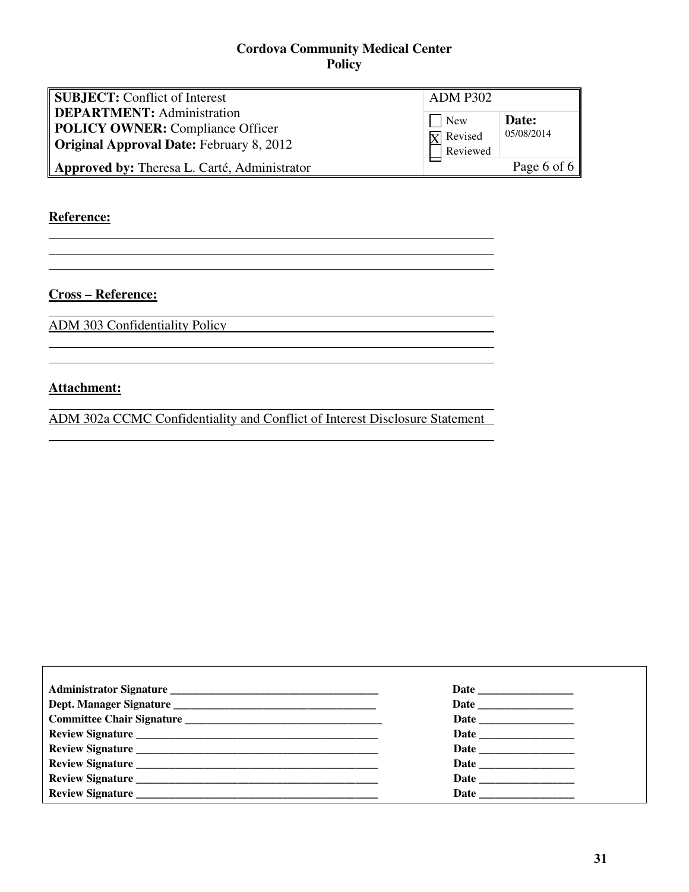**Cordova Community Medical Center**
**Policy**

| **SUBJECT:** Conflict of Interest<br>**DEPARTMENT:** Administration<br>**POLICY OWNER:** Compliance Officer<br>**Original Approval Date:** February 8, 2012 | ADM P302 | |
|---|---|---|
| | ☐ New<br>☒ Revised<br>☐ Reviewed | **Date:**<br>05/08/2014 |
| **Approved by:** Theresa L. Carté, Administrator | | Page 6 of 6 |

**Reference:**

**Cross – Reference:**

ADM 303 Confidentiality Policy

**Attachment:**

ADM 302a CCMC Confidentiality and Conflict of Interest Disclosure Statement

| | |
|---|---|
| **Administrator Signature** ______________________ | **Date** ____________ |
| **Dept. Manager Signature** ______________________ | **Date** ____________ |
| **Committee Chair Signature** ______________________ | **Date** ____________ |
| **Review Signature** ______________________ | **Date** ____________ |
| **Review Signature** ______________________ | **Date** ____________ |
| **Review Signature** ______________________ | **Date** ____________ |
| **Review Signature** ______________________ | **Date** ____________ |
| **Review Signature** ______________________ | **Date** ____________ |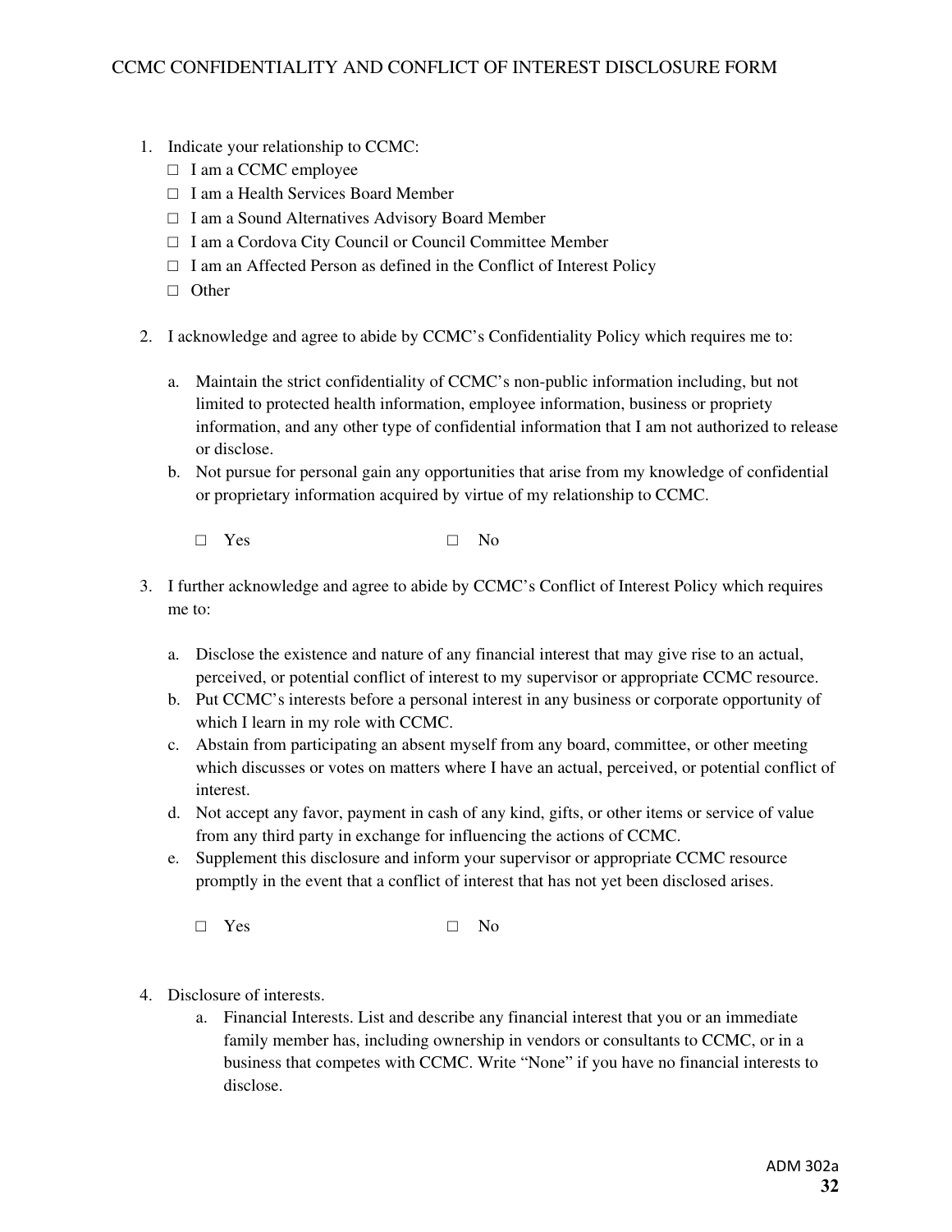# CCMC CONFIDENTIALITY AND CONFLICT OF INTEREST DISCLOSURE FORM

1. Indicate your relationship to CCMC:
   - □ I am a CCMC employee
   - □ I am a Health Services Board Member
   - □ I am a Sound Alternatives Advisory Board Member
   - □ I am a Cordova City Council or Council Committee Member
   - □ I am an Affected Person as defined in the Conflict of Interest Policy
   - □ Other

2. I acknowledge and agree to abide by CCMC's Confidentiality Policy which requires me to:

   a. Maintain the strict confidentiality of CCMC's non-public information including, but not limited to protected health information, employee information, business or propriety information, and any other type of confidential information that I am not authorized to release or disclose.

   b. Not pursue for personal gain any opportunities that arise from my knowledge of confidential or proprietary information acquired by virtue of my relationship to CCMC.

   □ Yes □ No

3. I further acknowledge and agree to abide by CCMC's Conflict of Interest Policy which requires me to:

   a. Disclose the existence and nature of any financial interest that may give rise to an actual, perceived, or potential conflict of interest to my supervisor or appropriate CCMC resource.

   b. Put CCMC's interests before a personal interest in any business or corporate opportunity of which I learn in my role with CCMC.

   c. Abstain from participating an absent myself from any board, committee, or other meeting which discusses or votes on matters where I have an actual, perceived, or potential conflict of interest.

   d. Not accept any favor, payment in cash of any kind, gifts, or other items or service of value from any third party in exchange for influencing the actions of CCMC.

   e. Supplement this disclosure and inform your supervisor or appropriate CCMC resource promptly in the event that a conflict of interest that has not yet been disclosed arises.

   □ Yes □ No

4. Disclosure of interests.

   a. Financial Interests. List and describe any financial interest that you or an immediate family member has, including ownership in vendors or consultants to CCMC, or in a business that competes with CCMC. Write "None" if you have no financial interests to disclose.

ADM 302a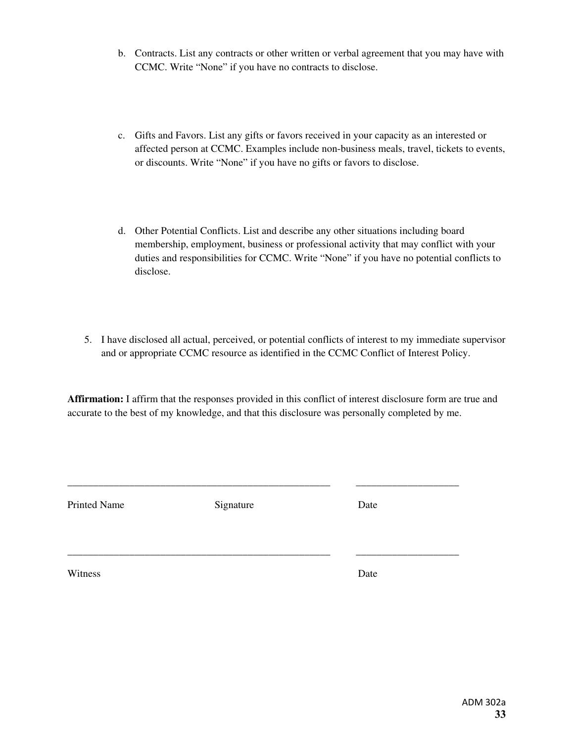b. Contracts. List any contracts or other written or verbal agreement that you may have with CCMC. Write “None” if you have no contracts to disclose.

c. Gifts and Favors. List any gifts or favors received in your capacity as an interested or affected person at CCMC. Examples include non-business meals, travel, tickets to events, or discounts. Write “None” if you have no gifts or favors to disclose.

d. Other Potential Conflicts. List and describe any other situations including board membership, employment, business or professional activity that may conflict with your duties and responsibilities for CCMC. Write “None” if you have no potential conflicts to disclose.

5. I have disclosed all actual, perceived, or potential conflicts of interest to my immediate supervisor and or appropriate CCMC resource as identified in the CCMC Conflict of Interest Policy.

**Affirmation:** I affirm that the responses provided in this conflict of interest disclosure form are true and accurate to the best of my knowledge, and that this disclosure was personally completed by me.

\_\_\_\_\_\_\_\_\_\_\_\_\_\_\_\_\_\_\_\_\_\_\_\_\_\_\_\_\_\_\_\_\_\_\_\_\_\_\_\_\_\_\_\_\_\_\_\_\_\_\_\_ \_\_\_\_\_\_\_\_\_\_\_\_\_\_\_\_\_\_\_\_

Printed Name Signature Date

\_\_\_\_\_\_\_\_\_\_\_\_\_\_\_\_\_\_\_\_\_\_\_\_\_\_\_\_\_\_\_\_\_\_\_\_\_\_\_\_\_\_\_\_\_\_\_\_\_\_\_\_ \_\_\_\_\_\_\_\_\_\_\_\_\_\_\_\_\_\_\_\_

Witness Date

ADM 302a